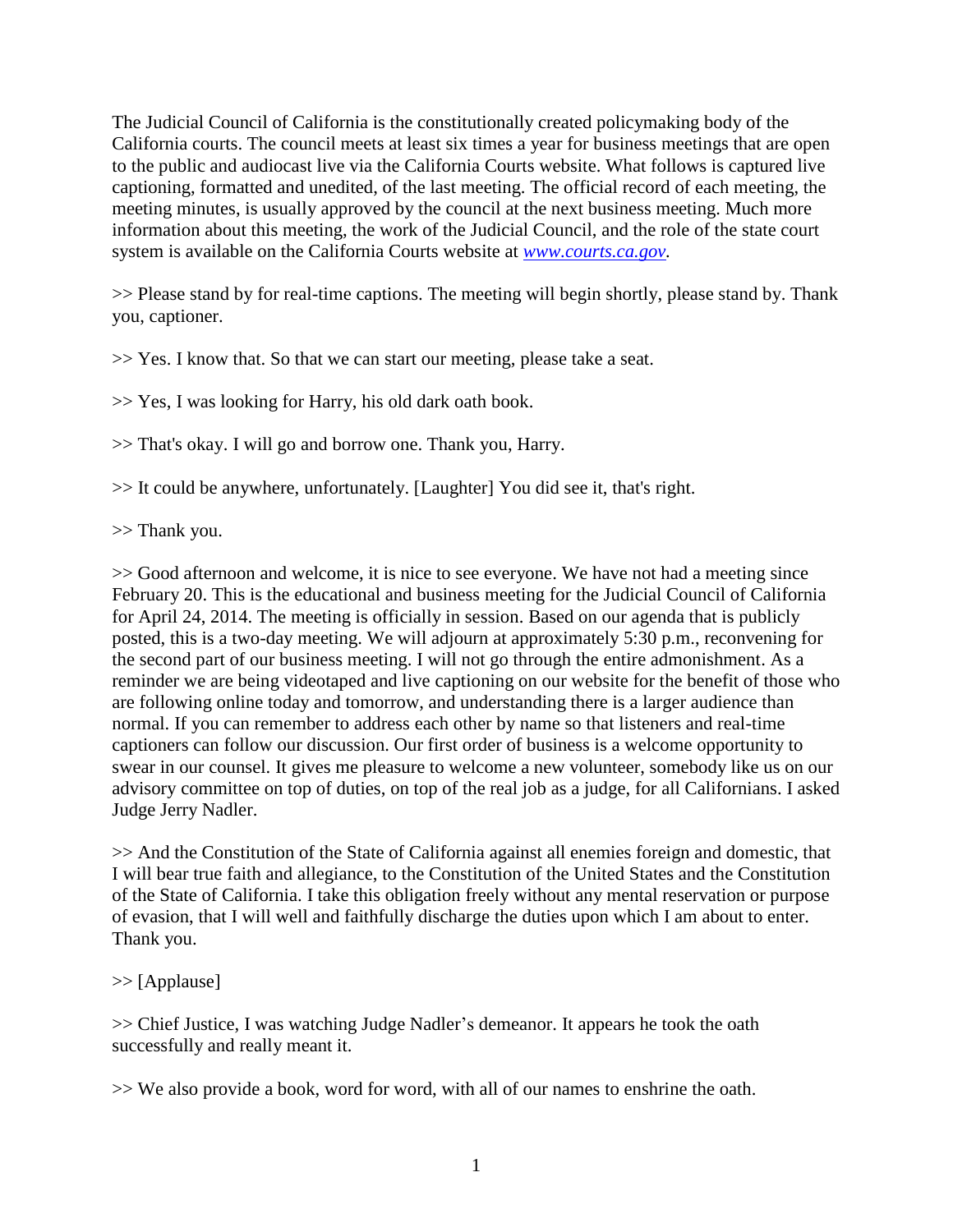The Judicial Council of California is the constitutionally created policymaking body of the California courts. The council meets at least six times a year for business meetings that are open to the public and audiocast live via the California Courts website. What follows is captured live captioning, formatted and unedited, of the last meeting. The official record of each meeting, the meeting minutes, is usually approved by the council at the next business meeting. Much more information about this meeting, the work of the Judicial Council, and the role of the state court system is available on the California Courts website at *www.courts.ca.gov.*

>> Please stand by for real-time captions. The meeting will begin shortly, please stand by. Thank you, captioner.

>> Yes. I know that. So that we can start our meeting, please take a seat.

>> Yes, I was looking for Harry, his old dark oath book.

>> That's okay. I will go and borrow one. Thank you, Harry.

>> It could be anywhere, unfortunately. [Laughter] You did see it, that's right.

>> Thank you.

>> Good afternoon and welcome, it is nice to see everyone. We have not had a meeting since February 20. This is the educational and business meeting for the Judicial Council of California for April 24, 2014. The meeting is officially in session. Based on our agenda that is publicly posted, this is a two-day meeting. We will adjourn at approximately 5:30 p.m., reconvening for the second part of our business meeting. I will not go through the entire admonishment. As a reminder we are being videotaped and live captioning on our website for the benefit of those who are following online today and tomorrow, and understanding there is a larger audience than normal. If you can remember to address each other by name so that listeners and real-time captioners can follow our discussion. Our first order of business is a welcome opportunity to swear in our counsel. It gives me pleasure to welcome a new volunteer, somebody like us on our advisory committee on top of duties, on top of the real job as a judge, for all Californians. I asked Judge Jerry Nadler.

>> And the Constitution of the State of California against all enemies foreign and domestic, that I will bear true faith and allegiance, to the Constitution of the United States and the Constitution of the State of California. I take this obligation freely without any mental reservation or purpose of evasion, that I will well and faithfully discharge the duties upon which I am about to enter. Thank you.

>> [Applause]

>> Chief Justice, I was watching Judge Nadler's demeanor. It appears he took the oath successfully and really meant it.

>> We also provide a book, word for word, with all of our names to enshrine the oath.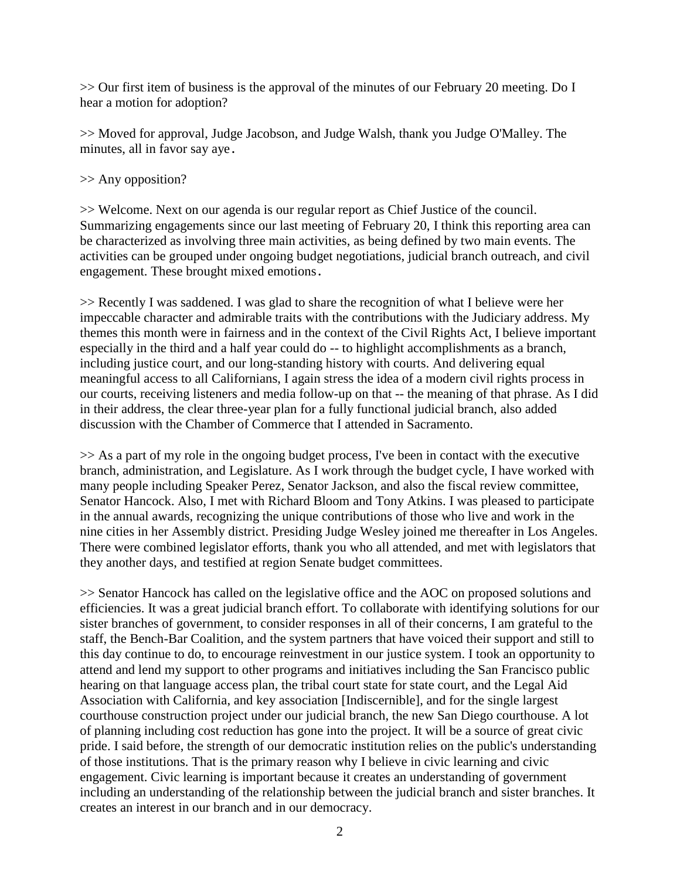>> Our first item of business is the approval of the minutes of our February 20 meeting. Do I hear a motion for adoption?

>> Moved for approval, Judge Jacobson, and Judge Walsh, thank you Judge O'Malley. The minutes, all in favor say aye.

>> Any opposition?

>> Welcome. Next on our agenda is our regular report as Chief Justice of the council. Summarizing engagements since our last meeting of February 20, I think this reporting area can be characterized as involving three main activities, as being defined by two main events. The activities can be grouped under ongoing budget negotiations, judicial branch outreach, and civil engagement. These brought mixed emotions.

>> Recently I was saddened. I was glad to share the recognition of what I believe were her impeccable character and admirable traits with the contributions with the Judiciary address. My themes this month were in fairness and in the context of the Civil Rights Act, I believe important especially in the third and a half year could do -- to highlight accomplishments as a branch, including justice court, and our long-standing history with courts. And delivering equal meaningful access to all Californians, I again stress the idea of a modern civil rights process in our courts, receiving listeners and media follow-up on that -- the meaning of that phrase. As I did in their address, the clear three-year plan for a fully functional judicial branch, also added discussion with the Chamber of Commerce that I attended in Sacramento.

>> As a part of my role in the ongoing budget process, I've been in contact with the executive branch, administration, and Legislature. As I work through the budget cycle, I have worked with many people including Speaker Perez, Senator Jackson, and also the fiscal review committee, Senator Hancock. Also, I met with Richard Bloom and Tony Atkins. I was pleased to participate in the annual awards, recognizing the unique contributions of those who live and work in the nine cities in her Assembly district. Presiding Judge Wesley joined me thereafter in Los Angeles. There were combined legislator efforts, thank you who all attended, and met with legislators that they another days, and testified at region Senate budget committees.

>> Senator Hancock has called on the legislative office and the AOC on proposed solutions and efficiencies. It was a great judicial branch effort. To collaborate with identifying solutions for our sister branches of government, to consider responses in all of their concerns, I am grateful to the staff, the Bench-Bar Coalition, and the system partners that have voiced their support and still to this day continue to do, to encourage reinvestment in our justice system. I took an opportunity to attend and lend my support to other programs and initiatives including the San Francisco public hearing on that language access plan, the tribal court state for state court, and the Legal Aid Association with California, and key association [Indiscernible], and for the single largest courthouse construction project under our judicial branch, the new San Diego courthouse. A lot of planning including cost reduction has gone into the project. It will be a source of great civic pride. I said before, the strength of our democratic institution relies on the public's understanding of those institutions. That is the primary reason why I believe in civic learning and civic engagement. Civic learning is important because it creates an understanding of government including an understanding of the relationship between the judicial branch and sister branches. It creates an interest in our branch and in our democracy.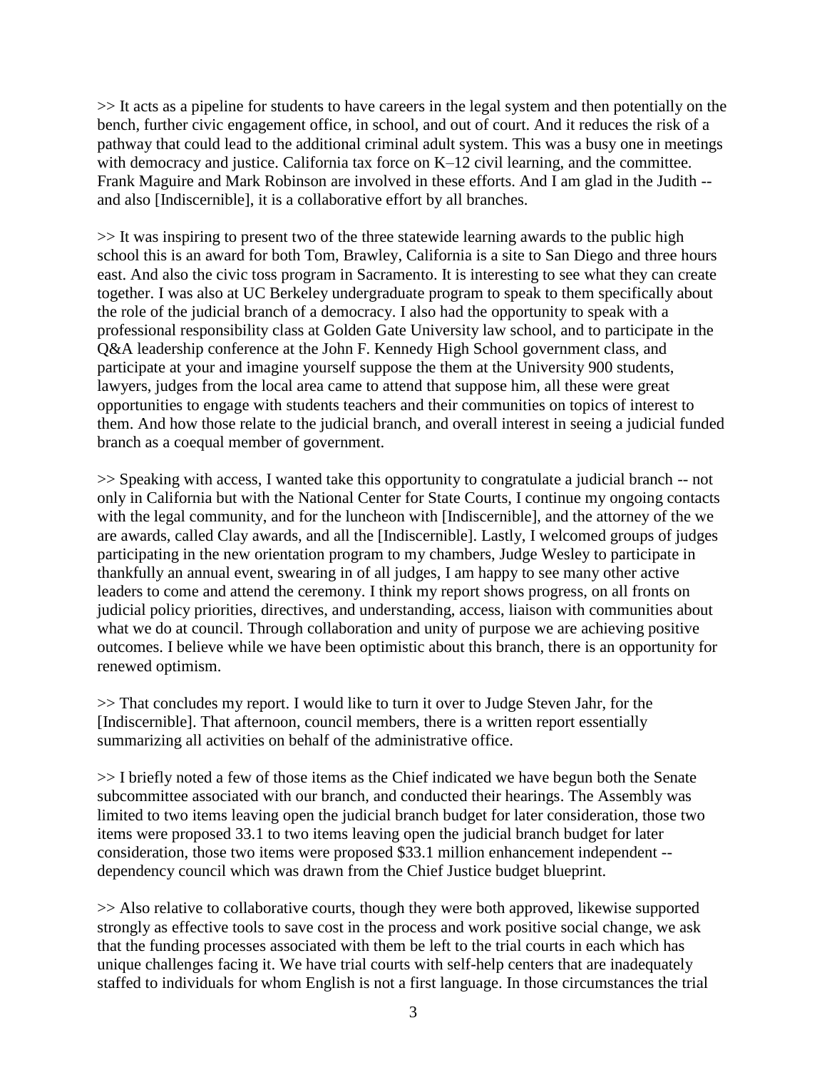>> It acts as a pipeline for students to have careers in the legal system and then potentially on the bench, further civic engagement office, in school, and out of court. And it reduces the risk of a pathway that could lead to the additional criminal adult system. This was a busy one in meetings with democracy and justice. California tax force on K–12 civil learning, and the committee. Frank Maguire and Mark Robinson are involved in these efforts. And I am glad in the Judith -- and also [Indiscernible], it is a collaborative effort by all branches.

>> It was inspiring to present two of the three statewide learning awards to the public high school this is an award for both Tom, Brawley, California is a site to San Diego and three hours east. And also the civic toss program in Sacramento. It is interesting to see what they can create together. I was also at UC Berkeley undergraduate program to speak to them specifically about the role of the judicial branch of a democracy. I also had the opportunity to speak with a professional responsibility class at Golden Gate University law school, and to participate in the Q&A leadership conference at the John F. Kennedy High School government class, and participate at your and imagine yourself suppose the them at the University 900 students, lawyers, judges from the local area came to attend that suppose him, all these were great opportunities to engage with students teachers and their communities on topics of interest to them. And how those relate to the judicial branch, and overall interest in seeing a judicial funded branch as a coequal member of government.

>> Speaking with access, I wanted take this opportunity to congratulate a judicial branch -- not only in California but with the National Center for State Courts, I continue my ongoing contacts with the legal community, and for the luncheon with [Indiscernible], and the attorney of the we are awards, called Clay awards, and all the [Indiscernible]. Lastly, I welcomed groups of judges participating in the new orientation program to my chambers, Judge Wesley to participate in thankfully an annual event, swearing in of all judges, I am happy to see many other active leaders to come and attend the ceremony. I think my report shows progress, on all fronts on judicial policy priorities, directives, and understanding, access, liaison with communities about what we do at council. Through collaboration and unity of purpose we are achieving positive outcomes. I believe while we have been optimistic about this branch, there is an opportunity for renewed optimism.

>> That concludes my report. I would like to turn it over to Judge Steven Jahr, for the [Indiscernible]. That afternoon, council members, there is a written report essentially summarizing all activities on behalf of the administrative office.

>> I briefly noted a few of those items as the Chief indicated we have begun both the Senate subcommittee associated with our branch, and conducted their hearings. The Assembly was limited to two items leaving open the judicial branch budget for later consideration, those two items were proposed 33.1 to two items leaving open the judicial branch budget for later consideration, those two items were proposed $33.1 million enhancement independent -- dependency council which was drawn from the Chief Justice budget blueprint.

>> Also relative to collaborative courts, though they were both approved, likewise supported strongly as effective tools to save cost in the process and work positive social change, we ask that the funding processes associated with them be left to the trial courts in each which has unique challenges facing it. We have trial courts with self-help centers that are inadequately staffed to individuals for whom English is not a first language. In those circumstances the trial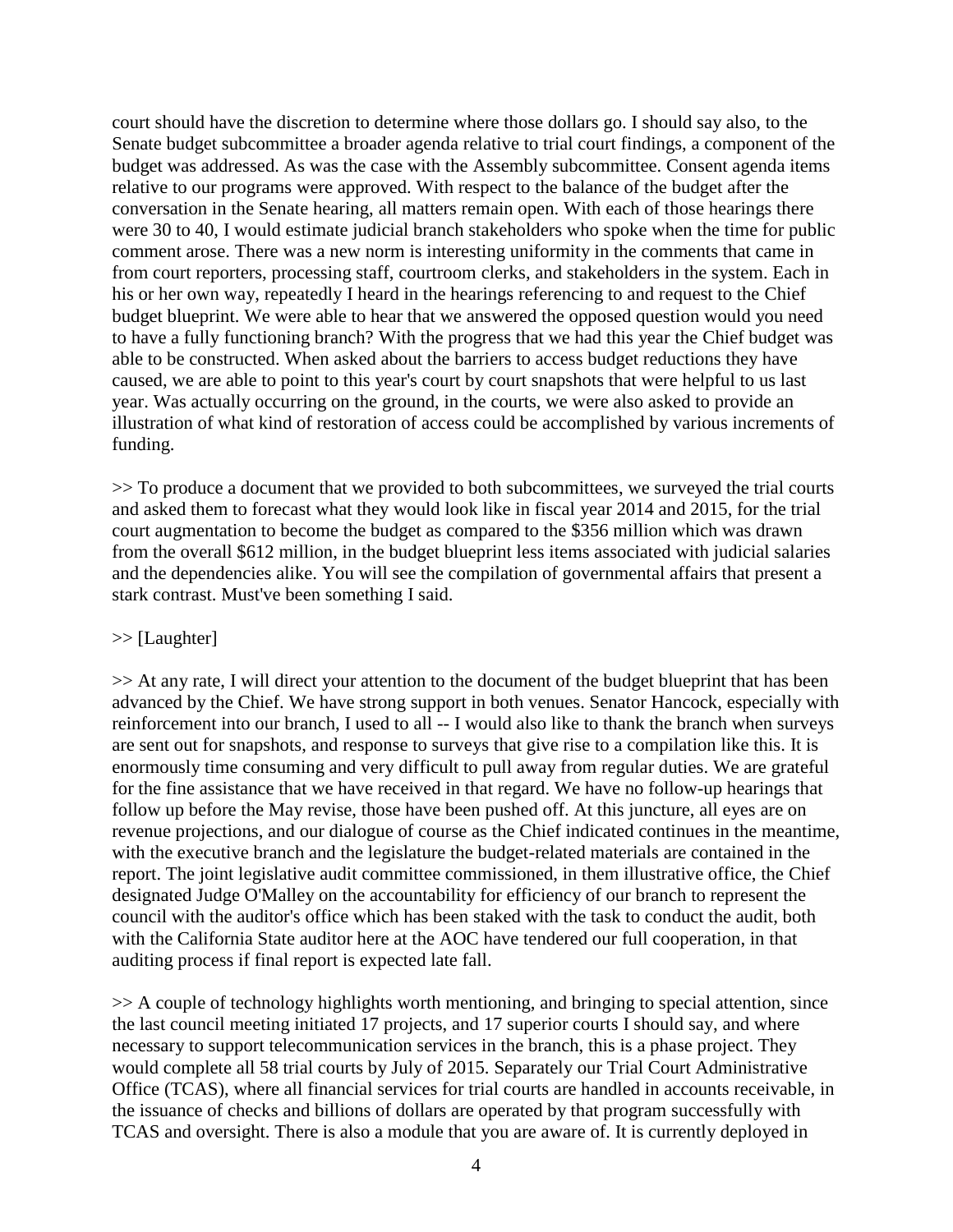court should have the discretion to determine where those dollars go. I should say also, to the Senate budget subcommittee a broader agenda relative to trial court findings, a component of the budget was addressed. As was the case with the Assembly subcommittee. Consent agenda items relative to our programs were approved. With respect to the balance of the budget after the conversation in the Senate hearing, all matters remain open. With each of those hearings there were 30 to 40, I would estimate judicial branch stakeholders who spoke when the time for public comment arose. There was a new norm is interesting uniformity in the comments that came in from court reporters, processing staff, courtroom clerks, and stakeholders in the system. Each in his or her own way, repeatedly I heard in the hearings referencing to and request to the Chief budget blueprint. We were able to hear that we answered the opposed question would you need to have a fully functioning branch? With the progress that we had this year the Chief budget was able to be constructed. When asked about the barriers to access budget reductions they have caused, we are able to point to this year's court by court snapshots that were helpful to us last year. Was actually occurring on the ground, in the courts, we were also asked to provide an illustration of what kind of restoration of access could be accomplished by various increments of funding.

>> To produce a document that we provided to both subcommittees, we surveyed the trial courts and asked them to forecast what they would look like in fiscal year 2014 and 2015, for the trial court augmentation to become the budget as compared to the $356 million which was drawn from the overall $612 million, in the budget blueprint less items associated with judicial salaries and the dependencies alike. You will see the compilation of governmental affairs that present a stark contrast. Must've been something I said.

>> [Laughter]

>> At any rate, I will direct your attention to the document of the budget blueprint that has been advanced by the Chief. We have strong support in both venues. Senator Hancock, especially with reinforcement into our branch, I used to all -- I would also like to thank the branch when surveys are sent out for snapshots, and response to surveys that give rise to a compilation like this. It is enormously time consuming and very difficult to pull away from regular duties. We are grateful for the fine assistance that we have received in that regard. We have no follow-up hearings that follow up before the May revise, those have been pushed off. At this juncture, all eyes are on revenue projections, and our dialogue of course as the Chief indicated continues in the meantime, with the executive branch and the legislature the budget-related materials are contained in the report. The joint legislative audit committee commissioned, in them illustrative office, the Chief designated Judge O'Malley on the accountability for efficiency of our branch to represent the council with the auditor's office which has been staked with the task to conduct the audit, both with the California State auditor here at the AOC have tendered our full cooperation, in that auditing process if final report is expected late fall.

>> A couple of technology highlights worth mentioning, and bringing to special attention, since the last council meeting initiated 17 projects, and 17 superior courts I should say, and where necessary to support telecommunication services in the branch, this is a phase project. They would complete all 58 trial courts by July of 2015. Separately our Trial Court Administrative Office (TCAS), where all financial services for trial courts are handled in accounts receivable, in the issuance of checks and billions of dollars are operated by that program successfully with TCAS and oversight. There is also a module that you are aware of. It is currently deployed in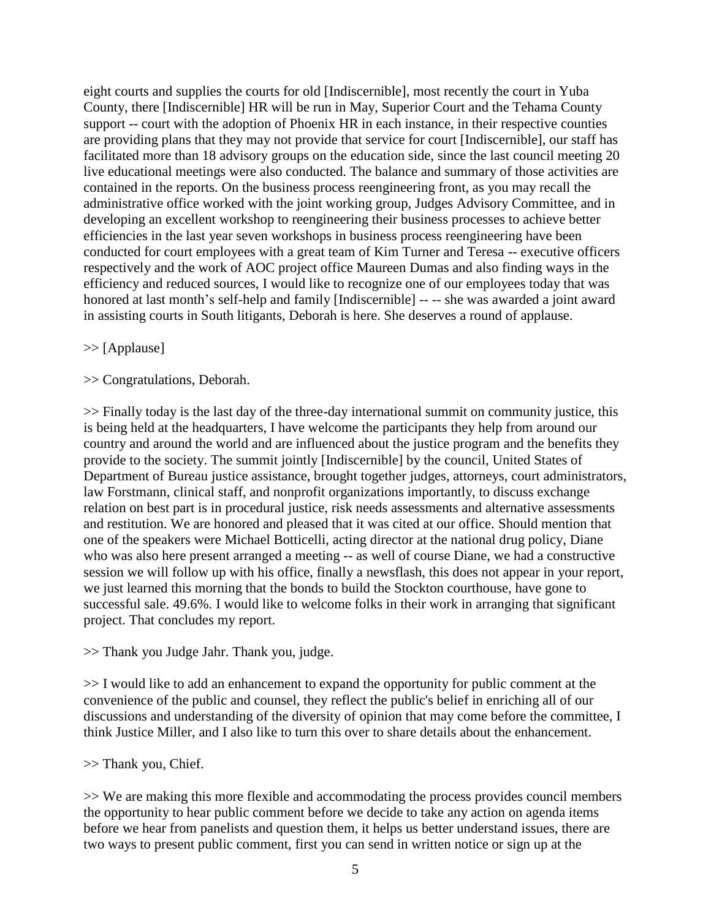eight courts and supplies the courts for old [Indiscernible], most recently the court in Yuba County, there [Indiscernible] HR will be run in May, Superior Court and the Tehama County support -- court with the adoption of Phoenix HR in each instance, in their respective counties are providing plans that they may not provide that service for court [Indiscernible], our staff has facilitated more than 18 advisory groups on the education side, since the last council meeting 20 live educational meetings were also conducted. The balance and summary of those activities are contained in the reports. On the business process reengineering front, as you may recall the administrative office worked with the joint working group, Judges Advisory Committee, and in developing an excellent workshop to reengineering their business processes to achieve better efficiencies in the last year seven workshops in business process reengineering have been conducted for court employees with a great team of Kim Turner and Teresa -- executive officers respectively and the work of AOC project office Maureen Dumas and also finding ways in the efficiency and reduced sources, I would like to recognize one of our employees today that was honored at last month's self-help and family [Indiscernible] -- -- she was awarded a joint award in assisting courts in South litigants, Deborah is here. She deserves a round of applause.

>> [Applause]

>> Congratulations, Deborah.

>> Finally today is the last day of the three-day international summit on community justice, this is being held at the headquarters, I have welcome the participants they help from around our country and around the world and are influenced about the justice program and the benefits they provide to the society. The summit jointly [Indiscernible] by the council, United States of Department of Bureau justice assistance, brought together judges, attorneys, court administrators, law Forstmann, clinical staff, and nonprofit organizations importantly, to discuss exchange relation on best part is in procedural justice, risk needs assessments and alternative assessments and restitution. We are honored and pleased that it was cited at our office. Should mention that one of the speakers were Michael Botticelli, acting director at the national drug policy, Diane who was also here present arranged a meeting -- as well of course Diane, we had a constructive session we will follow up with his office, finally a newsflash, this does not appear in your report, we just learned this morning that the bonds to build the Stockton courthouse, have gone to successful sale. 49.6%. I would like to welcome folks in their work in arranging that significant project. That concludes my report.

>> Thank you Judge Jahr. Thank you, judge.

>> I would like to add an enhancement to expand the opportunity for public comment at the convenience of the public and counsel, they reflect the public's belief in enriching all of our discussions and understanding of the diversity of opinion that may come before the committee, I think Justice Miller, and I also like to turn this over to share details about the enhancement.

>> Thank you, Chief.

>> We are making this more flexible and accommodating the process provides council members the opportunity to hear public comment before we decide to take any action on agenda items before we hear from panelists and question them, it helps us better understand issues, there are two ways to present public comment, first you can send in written notice or sign up at the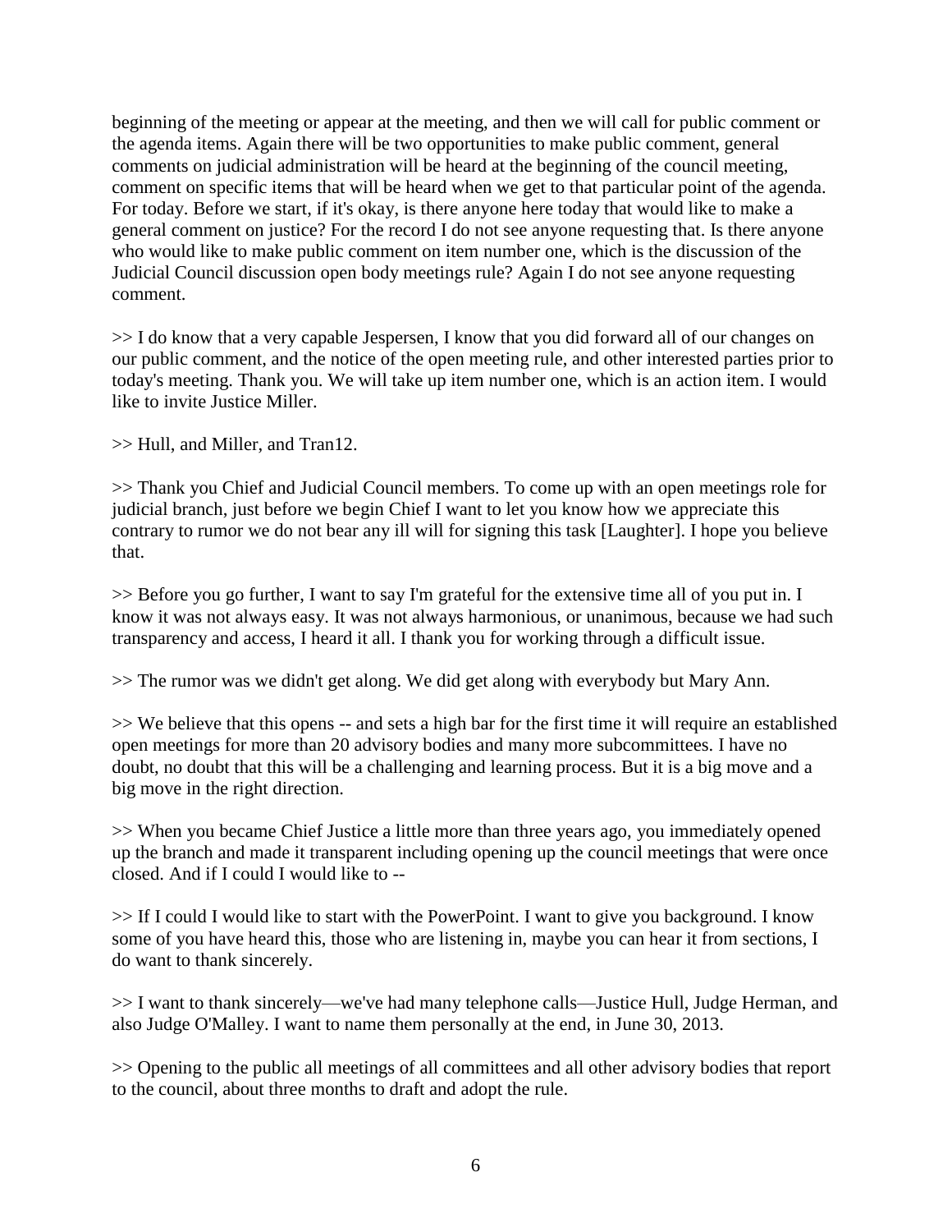beginning of the meeting or appear at the meeting, and then we will call for public comment or the agenda items. Again there will be two opportunities to make public comment, general comments on judicial administration will be heard at the beginning of the council meeting, comment on specific items that will be heard when we get to that particular point of the agenda. For today. Before we start, if it's okay, is there anyone here today that would like to make a general comment on justice? For the record I do not see anyone requesting that. Is there anyone who would like to make public comment on item number one, which is the discussion of the Judicial Council discussion open body meetings rule? Again I do not see anyone requesting comment.

>> I do know that a very capable Jespersen, I know that you did forward all of our changes on our public comment, and the notice of the open meeting rule, and other interested parties prior to today's meeting. Thank you. We will take up item number one, which is an action item. I would like to invite Justice Miller.

>> Hull, and Miller, and Tran12.

>> Thank you Chief and Judicial Council members. To come up with an open meetings role for judicial branch, just before we begin Chief I want to let you know how we appreciate this contrary to rumor we do not bear any ill will for signing this task [Laughter]. I hope you believe that.

>> Before you go further, I want to say I'm grateful for the extensive time all of you put in. I know it was not always easy. It was not always harmonious, or unanimous, because we had such transparency and access, I heard it all. I thank you for working through a difficult issue.

>> The rumor was we didn't get along. We did get along with everybody but Mary Ann.

>> We believe that this opens -- and sets a high bar for the first time it will require an established open meetings for more than 20 advisory bodies and many more subcommittees. I have no doubt, no doubt that this will be a challenging and learning process. But it is a big move and a big move in the right direction.

>> When you became Chief Justice a little more than three years ago, you immediately opened up the branch and made it transparent including opening up the council meetings that were once closed. And if I could I would like to --

>> If I could I would like to start with the PowerPoint. I want to give you background. I know some of you have heard this, those who are listening in, maybe you can hear it from sections, I do want to thank sincerely.

>> I want to thank sincerely—we've had many telephone calls—Justice Hull, Judge Herman, and also Judge O'Malley. I want to name them personally at the end, in June 30, 2013.

>> Opening to the public all meetings of all committees and all other advisory bodies that report to the council, about three months to draft and adopt the rule.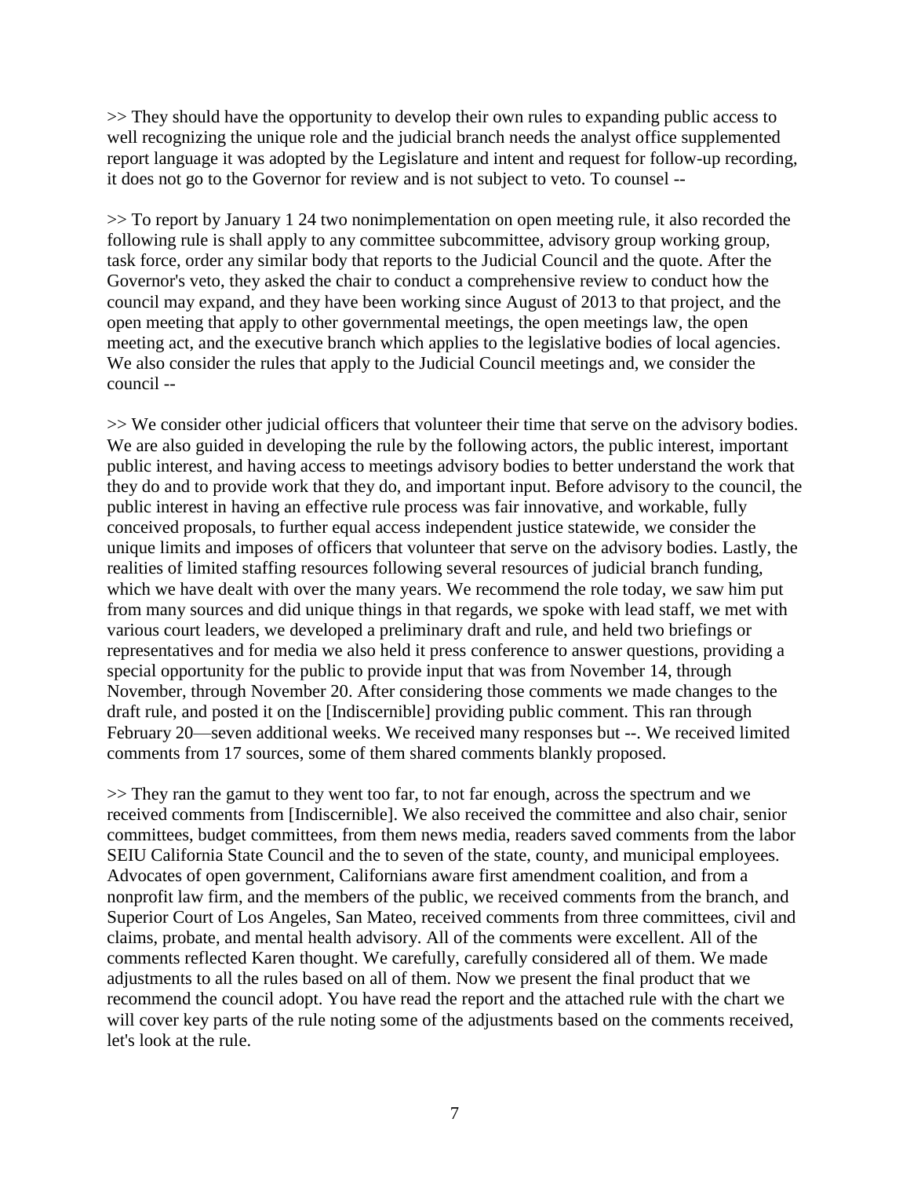>> They should have the opportunity to develop their own rules to expanding public access to well recognizing the unique role and the judicial branch needs the analyst office supplemented report language it was adopted by the Legislature and intent and request for follow-up recording, it does not go to the Governor for review and is not subject to veto. To counsel --

>> To report by January 1 24 two nonimplementation on open meeting rule, it also recorded the following rule is shall apply to any committee subcommittee, advisory group working group, task force, order any similar body that reports to the Judicial Council and the quote. After the Governor's veto, they asked the chair to conduct a comprehensive review to conduct how the council may expand, and they have been working since August of 2013 to that project, and the open meeting that apply to other governmental meetings, the open meetings law, the open meeting act, and the executive branch which applies to the legislative bodies of local agencies. We also consider the rules that apply to the Judicial Council meetings and, we consider the council --

>> We consider other judicial officers that volunteer their time that serve on the advisory bodies. We are also guided in developing the rule by the following actors, the public interest, important public interest, and having access to meetings advisory bodies to better understand the work that they do and to provide work that they do, and important input. Before advisory to the council, the public interest in having an effective rule process was fair innovative, and workable, fully conceived proposals, to further equal access independent justice statewide, we consider the unique limits and imposes of officers that volunteer that serve on the advisory bodies. Lastly, the realities of limited staffing resources following several resources of judicial branch funding, which we have dealt with over the many years. We recommend the role today, we saw him put from many sources and did unique things in that regards, we spoke with lead staff, we met with various court leaders, we developed a preliminary draft and rule, and held two briefings or representatives and for media we also held it press conference to answer questions, providing a special opportunity for the public to provide input that was from November 14, through November, through November 20. After considering those comments we made changes to the draft rule, and posted it on the [Indiscernible] providing public comment. This ran through February 20—seven additional weeks. We received many responses but --. We received limited comments from 17 sources, some of them shared comments blankly proposed.

>> They ran the gamut to they went too far, to not far enough, across the spectrum and we received comments from [Indiscernible]. We also received the committee and also chair, senior committees, budget committees, from them news media, readers saved comments from the labor SEIU California State Council and the to seven of the state, county, and municipal employees. Advocates of open government, Californians aware first amendment coalition, and from a nonprofit law firm, and the members of the public, we received comments from the branch, and Superior Court of Los Angeles, San Mateo, received comments from three committees, civil and claims, probate, and mental health advisory. All of the comments were excellent. All of the comments reflected Karen thought. We carefully, carefully considered all of them. We made adjustments to all the rules based on all of them. Now we present the final product that we recommend the council adopt. You have read the report and the attached rule with the chart we will cover key parts of the rule noting some of the adjustments based on the comments received, let's look at the rule.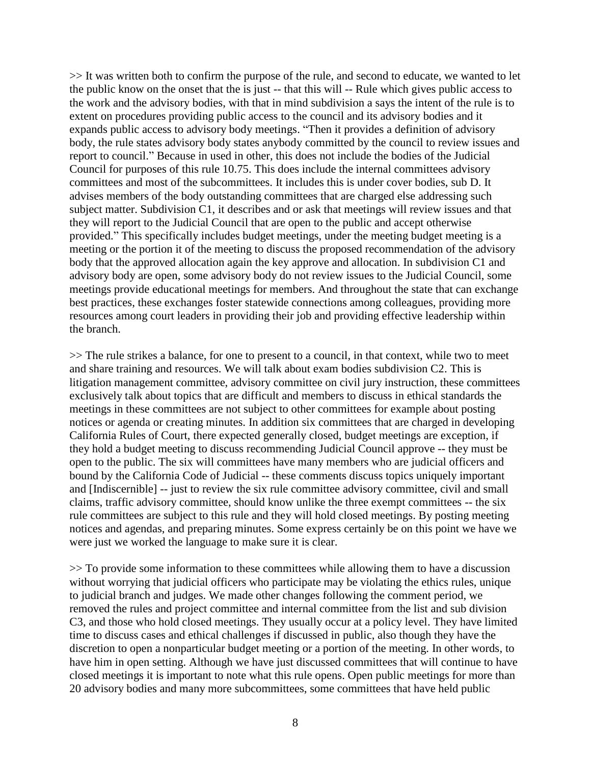>> It was written both to confirm the purpose of the rule, and second to educate, we wanted to let the public know on the onset that the is just -- that this will -- Rule which gives public access to the work and the advisory bodies, with that in mind subdivision a says the intent of the rule is to extent on procedures providing public access to the council and its advisory bodies and it expands public access to advisory body meetings. "Then it provides a definition of advisory body, the rule states advisory body states anybody committed by the council to review issues and report to council." Because in used in other, this does not include the bodies of the Judicial Council for purposes of this rule 10.75. This does include the internal committees advisory committees and most of the subcommittees. It includes this is under cover bodies, sub D. It advises members of the body outstanding committees that are charged else addressing such subject matter. Subdivision C1, it describes and or ask that meetings will review issues and that they will report to the Judicial Council that are open to the public and accept otherwise provided." This specifically includes budget meetings, under the meeting budget meeting is a meeting or the portion it of the meeting to discuss the proposed recommendation of the advisory body that the approved allocation again the key approve and allocation. In subdivision C1 and advisory body are open, some advisory body do not review issues to the Judicial Council, some meetings provide educational meetings for members. And throughout the state that can exchange best practices, these exchanges foster statewide connections among colleagues, providing more resources among court leaders in providing their job and providing effective leadership within the branch.

>> The rule strikes a balance, for one to present to a council, in that context, while two to meet and share training and resources. We will talk about exam bodies subdivision C2. This is litigation management committee, advisory committee on civil jury instruction, these committees exclusively talk about topics that are difficult and members to discuss in ethical standards the meetings in these committees are not subject to other committees for example about posting notices or agenda or creating minutes. In addition six committees that are charged in developing California Rules of Court, there expected generally closed, budget meetings are exception, if they hold a budget meeting to discuss recommending Judicial Council approve -- they must be open to the public. The six will committees have many members who are judicial officers and bound by the California Code of Judicial -- these comments discuss topics uniquely important and [Indiscernible] -- just to review the six rule committee advisory committee, civil and small claims, traffic advisory committee, should know unlike the three exempt committees -- the six rule committees are subject to this rule and they will hold closed meetings. By posting meeting notices and agendas, and preparing minutes. Some express certainly be on this point we have we were just we worked the language to make sure it is clear.

>> To provide some information to these committees while allowing them to have a discussion without worrying that judicial officers who participate may be violating the ethics rules, unique to judicial branch and judges. We made other changes following the comment period, we removed the rules and project committee and internal committee from the list and sub division C3, and those who hold closed meetings. They usually occur at a policy level. They have limited time to discuss cases and ethical challenges if discussed in public, also though they have the discretion to open a nonparticular budget meeting or a portion of the meeting. In other words, to have him in open setting. Although we have just discussed committees that will continue to have closed meetings it is important to note what this rule opens. Open public meetings for more than 20 advisory bodies and many more subcommittees, some committees that have held public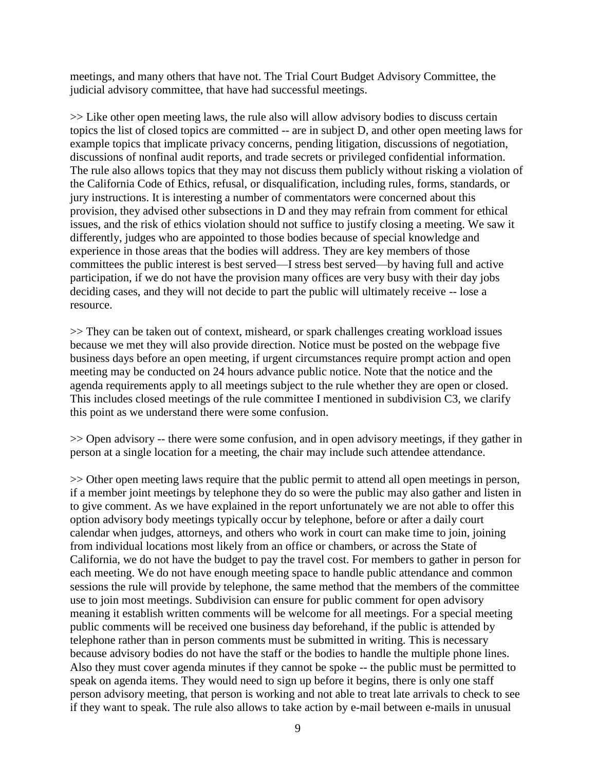meetings, and many others that have not. The Trial Court Budget Advisory Committee, the judicial advisory committee, that have had successful meetings.

>> Like other open meeting laws, the rule also will allow advisory bodies to discuss certain topics the list of closed topics are committed -- are in subject D, and other open meeting laws for example topics that implicate privacy concerns, pending litigation, discussions of negotiation, discussions of nonfinal audit reports, and trade secrets or privileged confidential information. The rule also allows topics that they may not discuss them publicly without risking a violation of the California Code of Ethics, refusal, or disqualification, including rules, forms, standards, or jury instructions. It is interesting a number of commentators were concerned about this provision, they advised other subsections in D and they may refrain from comment for ethical issues, and the risk of ethics violation should not suffice to justify closing a meeting. We saw it differently, judges who are appointed to those bodies because of special knowledge and experience in those areas that the bodies will address. They are key members of those committees the public interest is best served—I stress best served—by having full and active participation, if we do not have the provision many offices are very busy with their day jobs deciding cases, and they will not decide to part the public will ultimately receive -- lose a resource.

>> They can be taken out of context, misheard, or spark challenges creating workload issues because we met they will also provide direction. Notice must be posted on the webpage five business days before an open meeting, if urgent circumstances require prompt action and open meeting may be conducted on 24 hours advance public notice. Note that the notice and the agenda requirements apply to all meetings subject to the rule whether they are open or closed. This includes closed meetings of the rule committee I mentioned in subdivision C3, we clarify this point as we understand there were some confusion.

>> Open advisory -- there were some confusion, and in open advisory meetings, if they gather in person at a single location for a meeting, the chair may include such attendee attendance.

>> Other open meeting laws require that the public permit to attend all open meetings in person, if a member joint meetings by telephone they do so were the public may also gather and listen in to give comment. As we have explained in the report unfortunately we are not able to offer this option advisory body meetings typically occur by telephone, before or after a daily court calendar when judges, attorneys, and others who work in court can make time to join, joining from individual locations most likely from an office or chambers, or across the State of California, we do not have the budget to pay the travel cost. For members to gather in person for each meeting. We do not have enough meeting space to handle public attendance and common sessions the rule will provide by telephone, the same method that the members of the committee use to join most meetings. Subdivision can ensure for public comment for open advisory meaning it establish written comments will be welcome for all meetings. For a special meeting public comments will be received one business day beforehand, if the public is attended by telephone rather than in person comments must be submitted in writing. This is necessary because advisory bodies do not have the staff or the bodies to handle the multiple phone lines. Also they must cover agenda minutes if they cannot be spoke -- the public must be permitted to speak on agenda items. They would need to sign up before it begins, there is only one staff person advisory meeting, that person is working and not able to treat late arrivals to check to see if they want to speak. The rule also allows to take action by e-mail between e-mails in unusual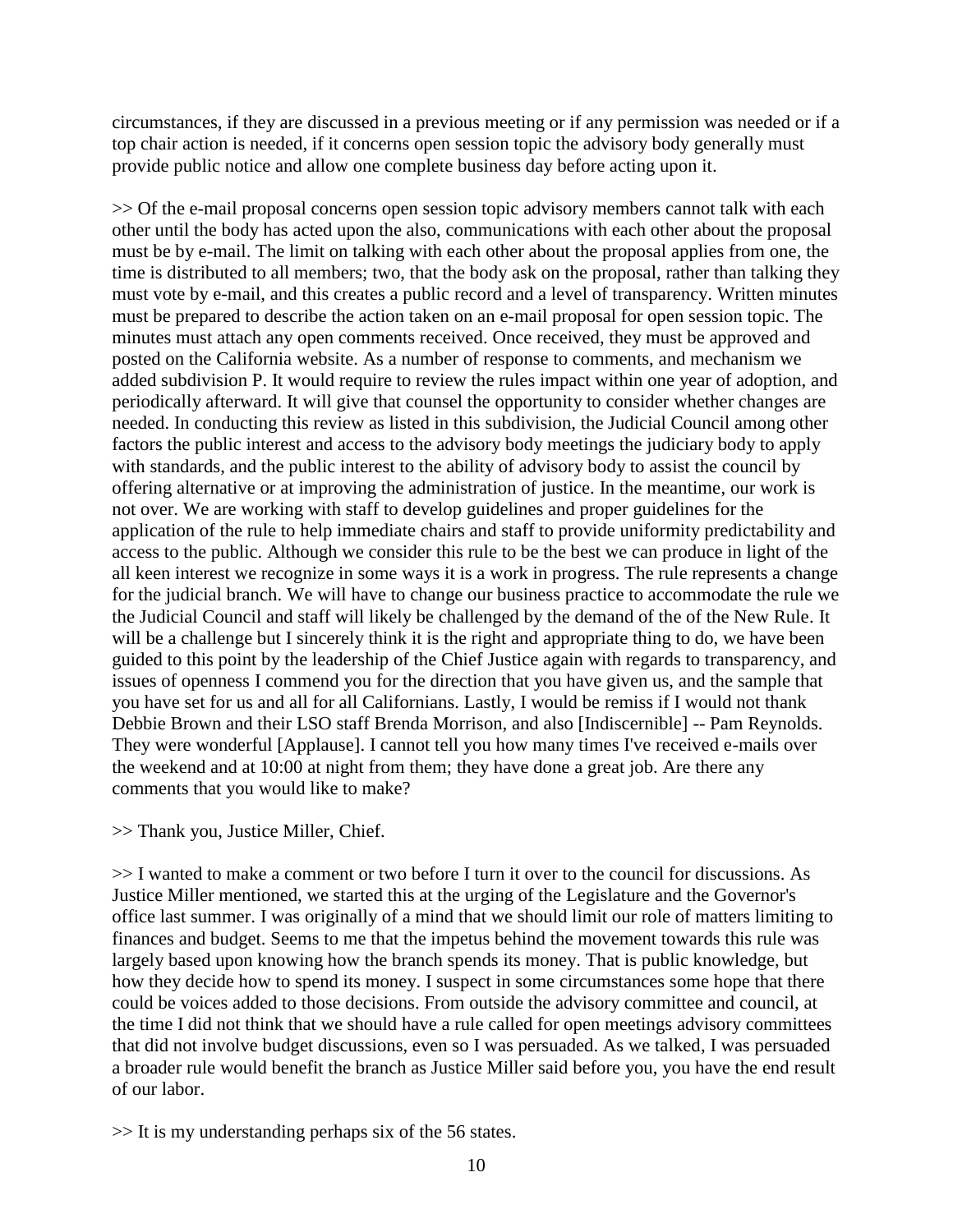circumstances, if they are discussed in a previous meeting or if any permission was needed or if a top chair action is needed, if it concerns open session topic the advisory body generally must provide public notice and allow one complete business day before acting upon it.

>> Of the e-mail proposal concerns open session topic advisory members cannot talk with each other until the body has acted upon the also, communications with each other about the proposal must be by e-mail. The limit on talking with each other about the proposal applies from one, the time is distributed to all members; two, that the body ask on the proposal, rather than talking they must vote by e-mail, and this creates a public record and a level of transparency. Written minutes must be prepared to describe the action taken on an e-mail proposal for open session topic. The minutes must attach any open comments received. Once received, they must be approved and posted on the California website. As a number of response to comments, and mechanism we added subdivision P. It would require to review the rules impact within one year of adoption, and periodically afterward. It will give that counsel the opportunity to consider whether changes are needed. In conducting this review as listed in this subdivision, the Judicial Council among other factors the public interest and access to the advisory body meetings the judiciary body to apply with standards, and the public interest to the ability of advisory body to assist the council by offering alternative or at improving the administration of justice. In the meantime, our work is not over. We are working with staff to develop guidelines and proper guidelines for the application of the rule to help immediate chairs and staff to provide uniformity predictability and access to the public. Although we consider this rule to be the best we can produce in light of the all keen interest we recognize in some ways it is a work in progress. The rule represents a change for the judicial branch. We will have to change our business practice to accommodate the rule we the Judicial Council and staff will likely be challenged by the demand of the of the New Rule. It will be a challenge but I sincerely think it is the right and appropriate thing to do, we have been guided to this point by the leadership of the Chief Justice again with regards to transparency, and issues of openness I commend you for the direction that you have given us, and the sample that you have set for us and all for all Californians. Lastly, I would be remiss if I would not thank Debbie Brown and their LSO staff Brenda Morrison, and also [Indiscernible] -- Pam Reynolds. They were wonderful [Applause]. I cannot tell you how many times I've received e-mails over the weekend and at 10:00 at night from them; they have done a great job. Are there any comments that you would like to make?

>> Thank you, Justice Miller, Chief.

>> I wanted to make a comment or two before I turn it over to the council for discussions. As Justice Miller mentioned, we started this at the urging of the Legislature and the Governor's office last summer. I was originally of a mind that we should limit our role of matters limiting to finances and budget. Seems to me that the impetus behind the movement towards this rule was largely based upon knowing how the branch spends its money. That is public knowledge, but how they decide how to spend its money. I suspect in some circumstances some hope that there could be voices added to those decisions. From outside the advisory committee and council, at the time I did not think that we should have a rule called for open meetings advisory committees that did not involve budget discussions, even so I was persuaded. As we talked, I was persuaded a broader rule would benefit the branch as Justice Miller said before you, you have the end result of our labor.

>> It is my understanding perhaps six of the 56 states.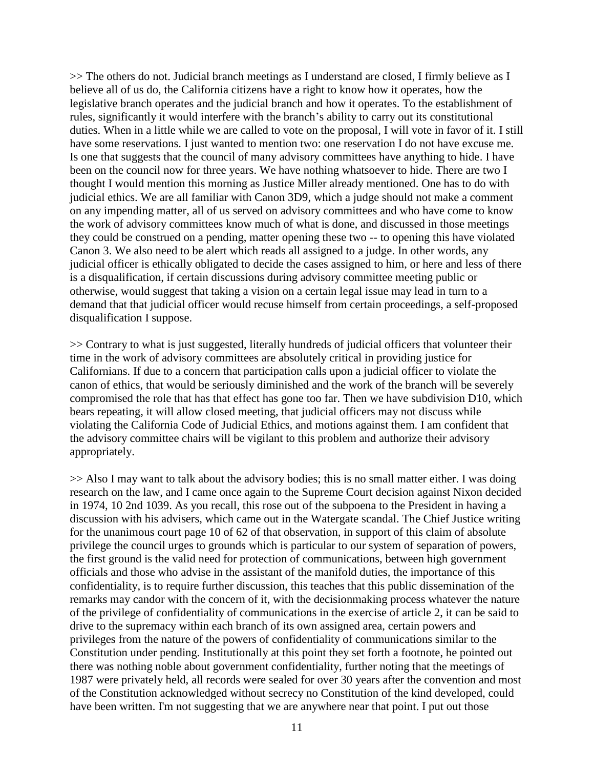>> The others do not. Judicial branch meetings as I understand are closed, I firmly believe as I believe all of us do, the California citizens have a right to know how it operates, how the legislative branch operates and the judicial branch and how it operates. To the establishment of rules, significantly it would interfere with the branch's ability to carry out its constitutional duties. When in a little while we are called to vote on the proposal, I will vote in favor of it. I still have some reservations. I just wanted to mention two: one reservation I do not have excuse me. Is one that suggests that the council of many advisory committees have anything to hide. I have been on the council now for three years. We have nothing whatsoever to hide. There are two I thought I would mention this morning as Justice Miller already mentioned. One has to do with judicial ethics. We are all familiar with Canon 3D9, which a judge should not make a comment on any impending matter, all of us served on advisory committees and who have come to know the work of advisory committees know much of what is done, and discussed in those meetings they could be construed on a pending, matter opening these two -- to opening this have violated Canon 3. We also need to be alert which reads all assigned to a judge. In other words, any judicial officer is ethically obligated to decide the cases assigned to him, or here and less of there is a disqualification, if certain discussions during advisory committee meeting public or otherwise, would suggest that taking a vision on a certain legal issue may lead in turn to a demand that that judicial officer would recuse himself from certain proceedings, a self-proposed disqualification I suppose.

>> Contrary to what is just suggested, literally hundreds of judicial officers that volunteer their time in the work of advisory committees are absolutely critical in providing justice for Californians. If due to a concern that participation calls upon a judicial officer to violate the canon of ethics, that would be seriously diminished and the work of the branch will be severely compromised the role that has that effect has gone too far. Then we have subdivision D10, which bears repeating, it will allow closed meeting, that judicial officers may not discuss while violating the California Code of Judicial Ethics, and motions against them. I am confident that the advisory committee chairs will be vigilant to this problem and authorize their advisory appropriately.

>> Also I may want to talk about the advisory bodies; this is no small matter either. I was doing research on the law, and I came once again to the Supreme Court decision against Nixon decided in 1974, 10 2nd 1039. As you recall, this rose out of the subpoena to the President in having a discussion with his advisers, which came out in the Watergate scandal. The Chief Justice writing for the unanimous court page 10 of 62 of that observation, in support of this claim of absolute privilege the council urges to grounds which is particular to our system of separation of powers, the first ground is the valid need for protection of communications, between high government officials and those who advise in the assistant of the manifold duties, the importance of this confidentiality, is to require further discussion, this teaches that this public dissemination of the remarks may candor with the concern of it, with the decisionmaking process whatever the nature of the privilege of confidentiality of communications in the exercise of article 2, it can be said to drive to the supremacy within each branch of its own assigned area, certain powers and privileges from the nature of the powers of confidentiality of communications similar to the Constitution under pending. Institutionally at this point they set forth a footnote, he pointed out there was nothing noble about government confidentiality, further noting that the meetings of 1987 were privately held, all records were sealed for over 30 years after the convention and most of the Constitution acknowledged without secrecy no Constitution of the kind developed, could have been written. I'm not suggesting that we are anywhere near that point. I put out those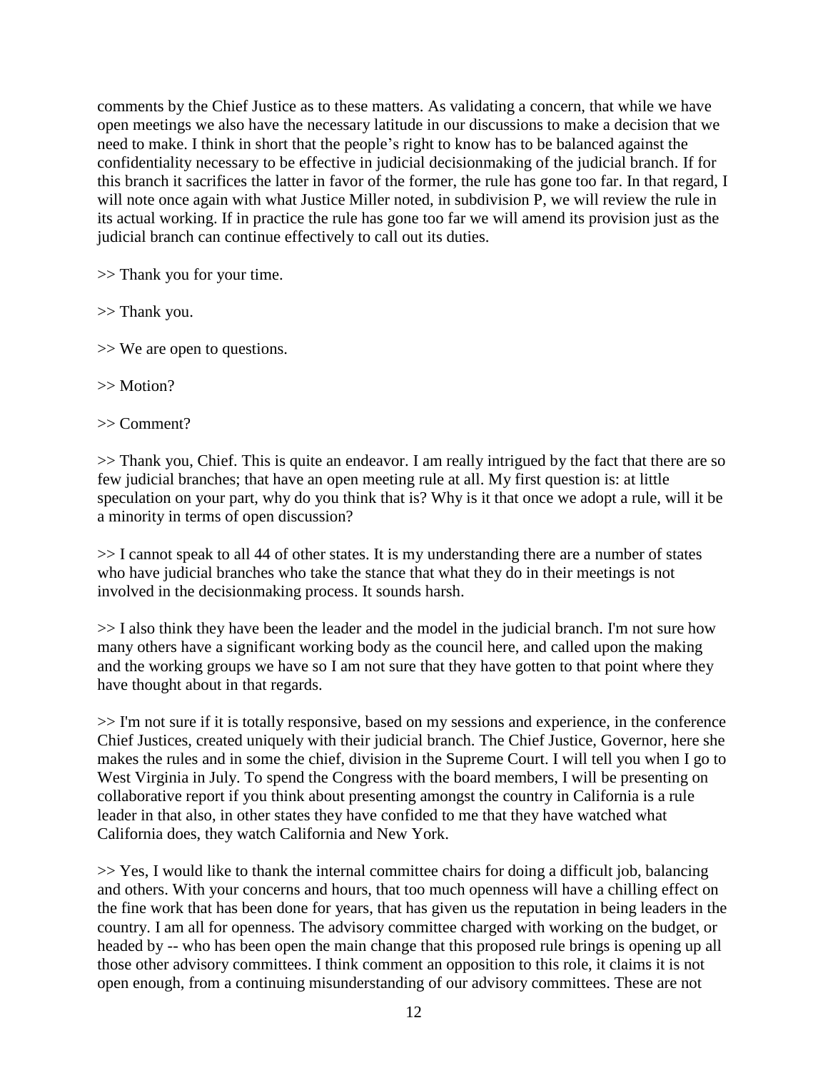comments by the Chief Justice as to these matters. As validating a concern, that while we have open meetings we also have the necessary latitude in our discussions to make a decision that we need to make. I think in short that the people's right to know has to be balanced against the confidentiality necessary to be effective in judicial decisionmaking of the judicial branch. If for this branch it sacrifices the latter in favor of the former, the rule has gone too far. In that regard, I will note once again with what Justice Miller noted, in subdivision P, we will review the rule in its actual working. If in practice the rule has gone too far we will amend its provision just as the judicial branch can continue effectively to call out its duties.

>> Thank you for your time.

>> Thank you.

>> We are open to questions.

>> Motion?

>> Comment?

>> Thank you, Chief. This is quite an endeavor. I am really intrigued by the fact that there are so few judicial branches; that have an open meeting rule at all. My first question is: at little speculation on your part, why do you think that is? Why is it that once we adopt a rule, will it be a minority in terms of open discussion?

>> I cannot speak to all 44 of other states. It is my understanding there are a number of states who have judicial branches who take the stance that what they do in their meetings is not involved in the decisionmaking process. It sounds harsh.

>> I also think they have been the leader and the model in the judicial branch. I'm not sure how many others have a significant working body as the council here, and called upon the making and the working groups we have so I am not sure that they have gotten to that point where they have thought about in that regards.

>> I'm not sure if it is totally responsive, based on my sessions and experience, in the conference Chief Justices, created uniquely with their judicial branch. The Chief Justice, Governor, here she makes the rules and in some the chief, division in the Supreme Court. I will tell you when I go to West Virginia in July. To spend the Congress with the board members, I will be presenting on collaborative report if you think about presenting amongst the country in California is a rule leader in that also, in other states they have confided to me that they have watched what California does, they watch California and New York.

>> Yes, I would like to thank the internal committee chairs for doing a difficult job, balancing and others. With your concerns and hours, that too much openness will have a chilling effect on the fine work that has been done for years, that has given us the reputation in being leaders in the country. I am all for openness. The advisory committee charged with working on the budget, or headed by -- who has been open the main change that this proposed rule brings is opening up all those other advisory committees. I think comment an opposition to this role, it claims it is not open enough, from a continuing misunderstanding of our advisory committees. These are not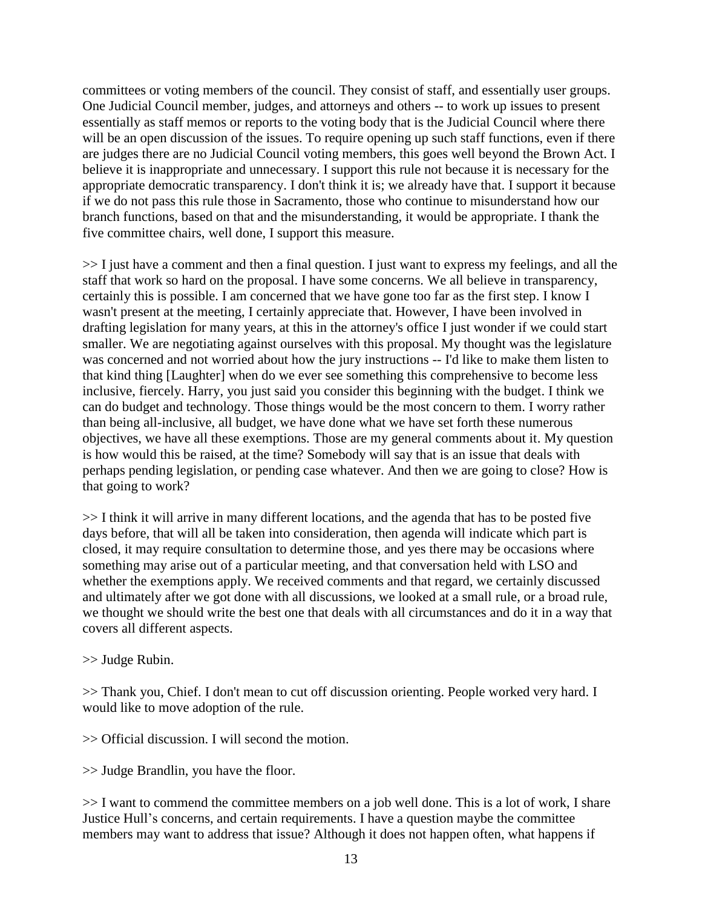committees or voting members of the council. They consist of staff, and essentially user groups. One Judicial Council member, judges, and attorneys and others -- to work up issues to present essentially as staff memos or reports to the voting body that is the Judicial Council where there will be an open discussion of the issues. To require opening up such staff functions, even if there are judges there are no Judicial Council voting members, this goes well beyond the Brown Act. I believe it is inappropriate and unnecessary. I support this rule not because it is necessary for the appropriate democratic transparency. I don't think it is; we already have that. I support it because if we do not pass this rule those in Sacramento, those who continue to misunderstand how our branch functions, based on that and the misunderstanding, it would be appropriate. I thank the five committee chairs, well done, I support this measure.

>> I just have a comment and then a final question. I just want to express my feelings, and all the staff that work so hard on the proposal. I have some concerns. We all believe in transparency, certainly this is possible. I am concerned that we have gone too far as the first step. I know I wasn't present at the meeting, I certainly appreciate that. However, I have been involved in drafting legislation for many years, at this in the attorney's office I just wonder if we could start smaller. We are negotiating against ourselves with this proposal. My thought was the legislature was concerned and not worried about how the jury instructions -- I'd like to make them listen to that kind thing [Laughter] when do we ever see something this comprehensive to become less inclusive, fiercely. Harry, you just said you consider this beginning with the budget. I think we can do budget and technology. Those things would be the most concern to them. I worry rather than being all-inclusive, all budget, we have done what we have set forth these numerous objectives, we have all these exemptions. Those are my general comments about it. My question is how would this be raised, at the time? Somebody will say that is an issue that deals with perhaps pending legislation, or pending case whatever. And then we are going to close? How is that going to work?

>> I think it will arrive in many different locations, and the agenda that has to be posted five days before, that will all be taken into consideration, then agenda will indicate which part is closed, it may require consultation to determine those, and yes there may be occasions where something may arise out of a particular meeting, and that conversation held with LSO and whether the exemptions apply. We received comments and that regard, we certainly discussed and ultimately after we got done with all discussions, we looked at a small rule, or a broad rule, we thought we should write the best one that deals with all circumstances and do it in a way that covers all different aspects.

>> Judge Rubin.

>> Thank you, Chief. I don't mean to cut off discussion orienting. People worked very hard. I would like to move adoption of the rule.

>> Official discussion. I will second the motion.

>> Judge Brandlin, you have the floor.

>> I want to commend the committee members on a job well done. This is a lot of work, I share Justice Hull's concerns, and certain requirements. I have a question maybe the committee members may want to address that issue? Although it does not happen often, what happens if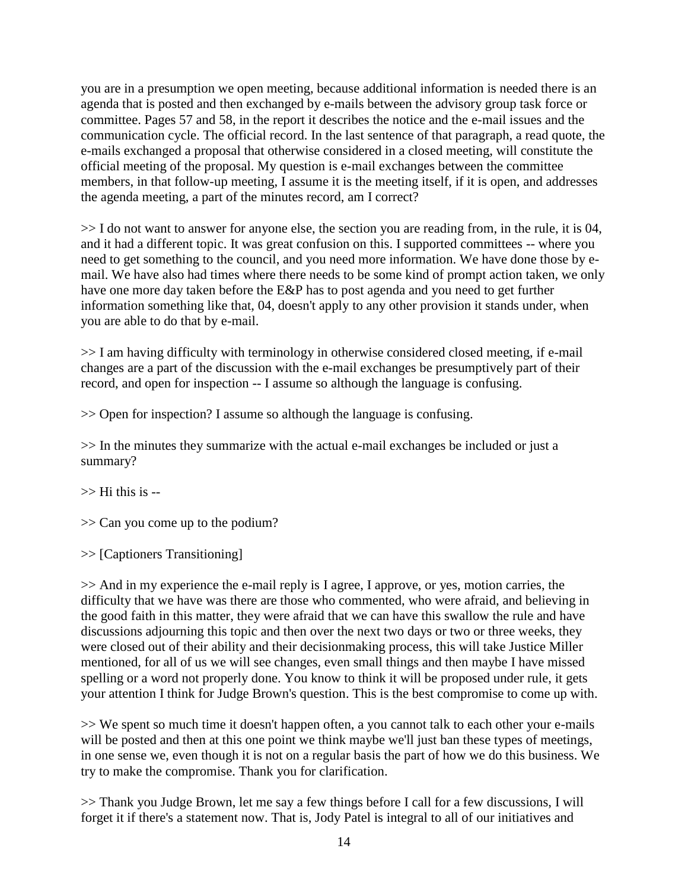you are in a presumption we open meeting, because additional information is needed there is an agenda that is posted and then exchanged by e-mails between the advisory group task force or committee. Pages 57 and 58, in the report it describes the notice and the e-mail issues and the communication cycle. The official record. In the last sentence of that paragraph, a read quote, the e-mails exchanged a proposal that otherwise considered in a closed meeting, will constitute the official meeting of the proposal. My question is e-mail exchanges between the committee members, in that follow-up meeting, I assume it is the meeting itself, if it is open, and addresses the agenda meeting, a part of the minutes record, am I correct?

>> I do not want to answer for anyone else, the section you are reading from, in the rule, it is 04, and it had a different topic. It was great confusion on this. I supported committees -- where you need to get something to the council, and you need more information. We have done those by e-mail. We have also had times where there needs to be some kind of prompt action taken, we only have one more day taken before the E&P has to post agenda and you need to get further information something like that, 04, doesn't apply to any other provision it stands under, when you are able to do that by e-mail.

>> I am having difficulty with terminology in otherwise considered closed meeting, if e-mail changes are a part of the discussion with the e-mail exchanges be presumptively part of their record, and open for inspection -- I assume so although the language is confusing.

>> Open for inspection? I assume so although the language is confusing.

>> In the minutes they summarize with the actual e-mail exchanges be included or just a summary?

>> Hi this is --

>> Can you come up to the podium?

>> [Captioners Transitioning]

>> And in my experience the e-mail reply is I agree, I approve, or yes, motion carries, the difficulty that we have was there are those who commented, who were afraid, and believing in the good faith in this matter, they were afraid that we can have this swallow the rule and have discussions adjourning this topic and then over the next two days or two or three weeks, they were closed out of their ability and their decisionmaking process, this will take Justice Miller mentioned, for all of us we will see changes, even small things and then maybe I have missed spelling or a word not properly done. You know to think it will be proposed under rule, it gets your attention I think for Judge Brown's question. This is the best compromise to come up with.

>> We spent so much time it doesn't happen often, a you cannot talk to each other your e-mails will be posted and then at this one point we think maybe we'll just ban these types of meetings, in one sense we, even though it is not on a regular basis the part of how we do this business. We try to make the compromise. Thank you for clarification.

>> Thank you Judge Brown, let me say a few things before I call for a few discussions, I will forget it if there's a statement now. That is, Jody Patel is integral to all of our initiatives and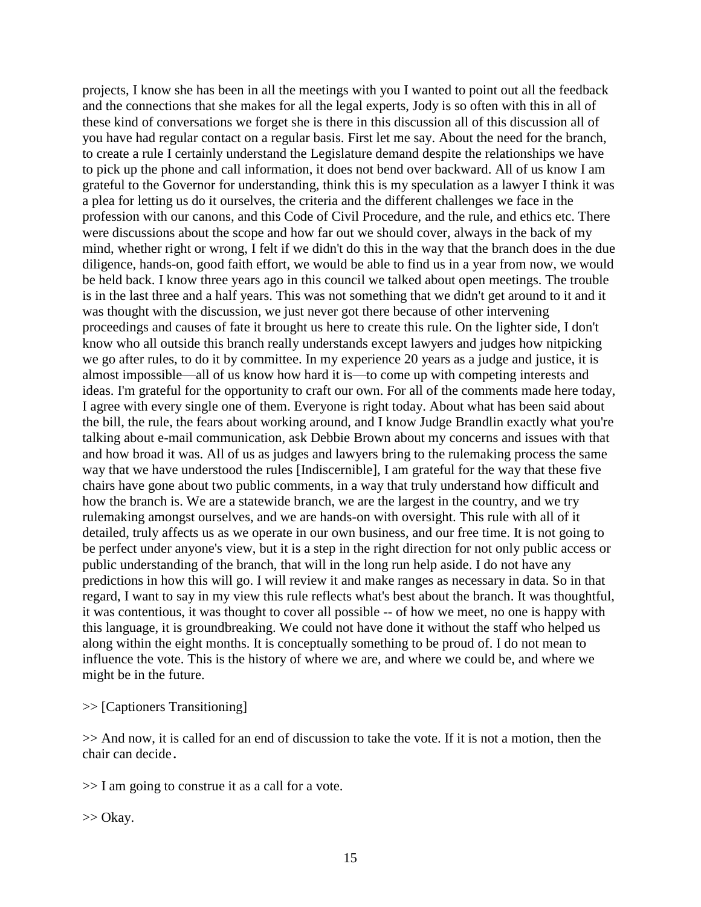projects, I know she has been in all the meetings with you I wanted to point out all the feedback and the connections that she makes for all the legal experts, Jody is so often with this in all of these kind of conversations we forget she is there in this discussion all of this discussion all of you have had regular contact on a regular basis. First let me say. About the need for the branch, to create a rule I certainly understand the Legislature demand despite the relationships we have to pick up the phone and call information, it does not bend over backward. All of us know I am grateful to the Governor for understanding, think this is my speculation as a lawyer I think it was a plea for letting us do it ourselves, the criteria and the different challenges we face in the profession with our canons, and this Code of Civil Procedure, and the rule, and ethics etc. There were discussions about the scope and how far out we should cover, always in the back of my mind, whether right or wrong, I felt if we didn't do this in the way that the branch does in the due diligence, hands-on, good faith effort, we would be able to find us in a year from now, we would be held back. I know three years ago in this council we talked about open meetings. The trouble is in the last three and a half years. This was not something that we didn't get around to it and it was thought with the discussion, we just never got there because of other intervening proceedings and causes of fate it brought us here to create this rule. On the lighter side, I don't know who all outside this branch really understands except lawyers and judges how nitpicking we go after rules, to do it by committee. In my experience 20 years as a judge and justice, it is almost impossible—all of us know how hard it is—to come up with competing interests and ideas. I'm grateful for the opportunity to craft our own. For all of the comments made here today, I agree with every single one of them. Everyone is right today. About what has been said about the bill, the rule, the fears about working around, and I know Judge Brandlin exactly what you're talking about e-mail communication, ask Debbie Brown about my concerns and issues with that and how broad it was. All of us as judges and lawyers bring to the rulemaking process the same way that we have understood the rules [Indiscernible], I am grateful for the way that these five chairs have gone about two public comments, in a way that truly understand how difficult and how the branch is. We are a statewide branch, we are the largest in the country, and we try rulemaking amongst ourselves, and we are hands-on with oversight. This rule with all of it detailed, truly affects us as we operate in our own business, and our free time. It is not going to be perfect under anyone's view, but it is a step in the right direction for not only public access or public understanding of the branch, that will in the long run help aside. I do not have any predictions in how this will go. I will review it and make ranges as necessary in data. So in that regard, I want to say in my view this rule reflects what's best about the branch. It was thoughtful, it was contentious, it was thought to cover all possible -- of how we meet, no one is happy with this language, it is groundbreaking. We could not have done it without the staff who helped us along within the eight months. It is conceptually something to be proud of. I do not mean to influence the vote. This is the history of where we are, and where we could be, and where we might be in the future.

>> [Captioners Transitioning]

>> And now, it is called for an end of discussion to take the vote. If it is not a motion, then the chair can decide.

>> I am going to construe it as a call for a vote.

>> Okay.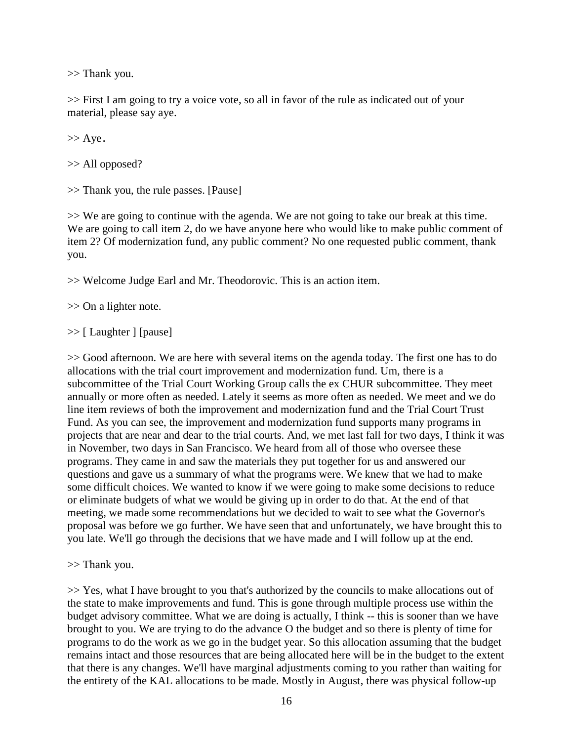>> Thank you.

>> First I am going to try a voice vote, so all in favor of the rule as indicated out of your material, please say aye.

>> Aye.

>> All opposed?

>> Thank you, the rule passes. [Pause]

>> We are going to continue with the agenda. We are not going to take our break at this time. We are going to call item 2, do we have anyone here who would like to make public comment of item 2? Of modernization fund, any public comment? No one requested public comment, thank you.

>> Welcome Judge Earl and Mr. Theodorovic. This is an action item.

>> On a lighter note.

>> [ Laughter ] [pause]

>> Good afternoon. We are here with several items on the agenda today. The first one has to do allocations with the trial court improvement and modernization fund. Um, there is a subcommittee of the Trial Court Working Group calls the ex CHUR subcommittee. They meet annually or more often as needed. Lately it seems as more often as needed. We meet and we do line item reviews of both the improvement and modernization fund and the Trial Court Trust Fund. As you can see, the improvement and modernization fund supports many programs in projects that are near and dear to the trial courts. And, we met last fall for two days, I think it was in November, two days in San Francisco. We heard from all of those who oversee these programs. They came in and saw the materials they put together for us and answered our questions and gave us a summary of what the programs were. We knew that we had to make some difficult choices. We wanted to know if we were going to make some decisions to reduce or eliminate budgets of what we would be giving up in order to do that. At the end of that meeting, we made some recommendations but we decided to wait to see what the Governor's proposal was before we go further. We have seen that and unfortunately, we have brought this to you late. We'll go through the decisions that we have made and I will follow up at the end.

>> Thank you.

>> Yes, what I have brought to you that's authorized by the councils to make allocations out of the state to make improvements and fund. This is gone through multiple process use within the budget advisory committee. What we are doing is actually, I think -- this is sooner than we have brought to you. We are trying to do the advance O the budget and so there is plenty of time for programs to do the work as we go in the budget year. So this allocation assuming that the budget remains intact and those resources that are being allocated here will be in the budget to the extent that there is any changes. We'll have marginal adjustments coming to you rather than waiting for the entirety of the KAL allocations to be made. Mostly in August, there was physical follow-up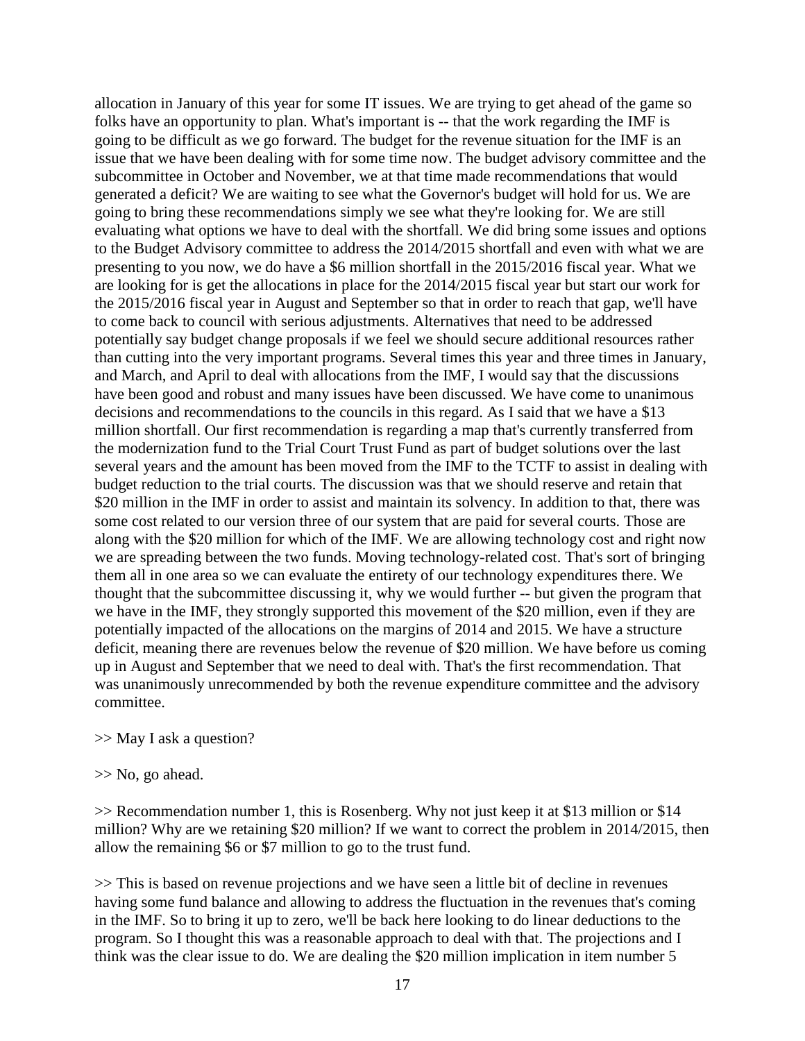allocation in January of this year for some IT issues. We are trying to get ahead of the game so folks have an opportunity to plan. What's important is -- that the work regarding the IMF is going to be difficult as we go forward. The budget for the revenue situation for the IMF is an issue that we have been dealing with for some time now. The budget advisory committee and the subcommittee in October and November, we at that time made recommendations that would generated a deficit? We are waiting to see what the Governor's budget will hold for us. We are going to bring these recommendations simply we see what they're looking for. We are still evaluating what options we have to deal with the shortfall. We did bring some issues and options to the Budget Advisory committee to address the 2014/2015 shortfall and even with what we are presenting to you now, we do have a $6 million shortfall in the 2015/2016 fiscal year. What we are looking for is get the allocations in place for the 2014/2015 fiscal year but start our work for the 2015/2016 fiscal year in August and September so that in order to reach that gap, we'll have to come back to council with serious adjustments. Alternatives that need to be addressed potentially say budget change proposals if we feel we should secure additional resources rather than cutting into the very important programs. Several times this year and three times in January, and March, and April to deal with allocations from the IMF, I would say that the discussions have been good and robust and many issues have been discussed. We have come to unanimous decisions and recommendations to the councils in this regard. As I said that we have a $13 million shortfall. Our first recommendation is regarding a map that's currently transferred from the modernization fund to the Trial Court Trust Fund as part of budget solutions over the last several years and the amount has been moved from the IMF to the TCTF to assist in dealing with budget reduction to the trial courts. The discussion was that we should reserve and retain that $20 million in the IMF in order to assist and maintain its solvency. In addition to that, there was some cost related to our version three of our system that are paid for several courts. Those are along with the $20 million for which of the IMF. We are allowing technology cost and right now we are spreading between the two funds. Moving technology-related cost. That's sort of bringing them all in one area so we can evaluate the entirety of our technology expenditures there. We thought that the subcommittee discussing it, why we would further -- but given the program that we have in the IMF, they strongly supported this movement of the $20 million, even if they are potentially impacted of the allocations on the margins of 2014 and 2015. We have a structure deficit, meaning there are revenues below the revenue of $20 million. We have before us coming up in August and September that we need to deal with. That's the first recommendation. That was unanimously unrecommended by both the revenue expenditure committee and the advisory committee.

>> May I ask a question?

>> No, go ahead.

>> Recommendation number 1, this is Rosenberg. Why not just keep it at $13 million or $14 million? Why are we retaining $20 million? If we want to correct the problem in 2014/2015, then allow the remaining $6 or $7 million to go to the trust fund.

>> This is based on revenue projections and we have seen a little bit of decline in revenues having some fund balance and allowing to address the fluctuation in the revenues that's coming in the IMF. So to bring it up to zero, we'll be back here looking to do linear deductions to the program. So I thought this was a reasonable approach to deal with that. The projections and I think was the clear issue to do. We are dealing the $20 million implication in item number 5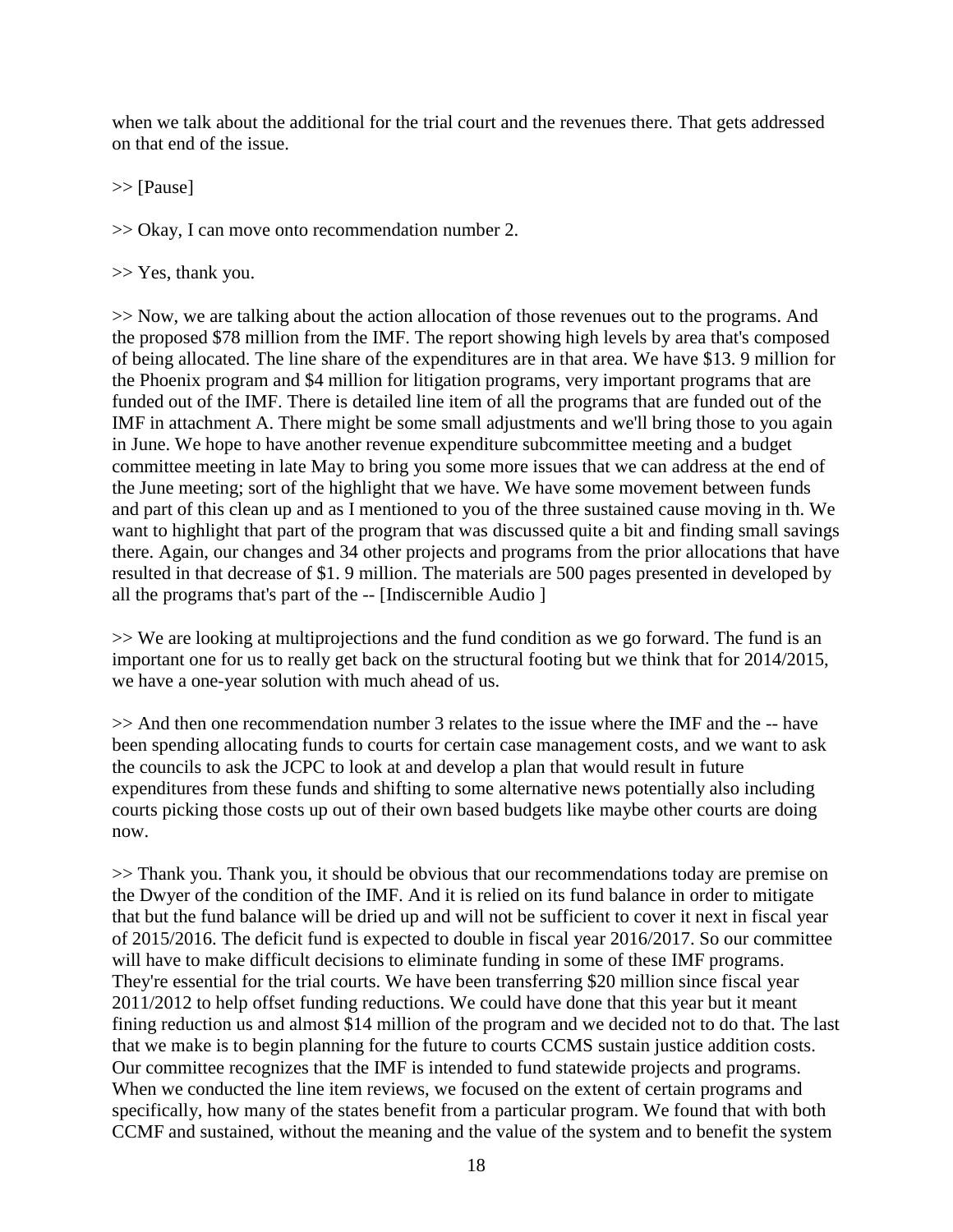when we talk about the additional for the trial court and the revenues there. That gets addressed on that end of the issue.

>> [Pause]

>> Okay, I can move onto recommendation number 2.

>> Yes, thank you.

>> Now, we are talking about the action allocation of those revenues out to the programs. And the proposed $78 million from the IMF. The report showing high levels by area that's composed of being allocated. The line share of the expenditures are in that area. We have $13. 9 million for the Phoenix program and $4 million for litigation programs, very important programs that are funded out of the IMF. There is detailed line item of all the programs that are funded out of the IMF in attachment A. There might be some small adjustments and we'll bring those to you again in June. We hope to have another revenue expenditure subcommittee meeting and a budget committee meeting in late May to bring you some more issues that we can address at the end of the June meeting; sort of the highlight that we have. We have some movement between funds and part of this clean up and as I mentioned to you of the three sustained cause moving in th. We want to highlight that part of the program that was discussed quite a bit and finding small savings there. Again, our changes and 34 other projects and programs from the prior allocations that have resulted in that decrease of $1. 9 million. The materials are 500 pages presented in developed by all the programs that's part of the -- [Indiscernible Audio ]

>> We are looking at multiprojections and the fund condition as we go forward. The fund is an important one for us to really get back on the structural footing but we think that for 2014/2015, we have a one-year solution with much ahead of us.

>> And then one recommendation number 3 relates to the issue where the IMF and the -- have been spending allocating funds to courts for certain case management costs, and we want to ask the councils to ask the JCPC to look at and develop a plan that would result in future expenditures from these funds and shifting to some alternative news potentially also including courts picking those costs up out of their own based budgets like maybe other courts are doing now.

>> Thank you. Thank you, it should be obvious that our recommendations today are premise on the Dwyer of the condition of the IMF. And it is relied on its fund balance in order to mitigate that but the fund balance will be dried up and will not be sufficient to cover it next in fiscal year of 2015/2016. The deficit fund is expected to double in fiscal year 2016/2017. So our committee will have to make difficult decisions to eliminate funding in some of these IMF programs. They're essential for the trial courts. We have been transferring $20 million since fiscal year 2011/2012 to help offset funding reductions. We could have done that this year but it meant fining reduction us and almost $14 million of the program and we decided not to do that. The last that we make is to begin planning for the future to courts CCMS sustain justice addition costs. Our committee recognizes that the IMF is intended to fund statewide projects and programs. When we conducted the line item reviews, we focused on the extent of certain programs and specifically, how many of the states benefit from a particular program. We found that with both CCMF and sustained, without the meaning and the value of the system and to benefit the system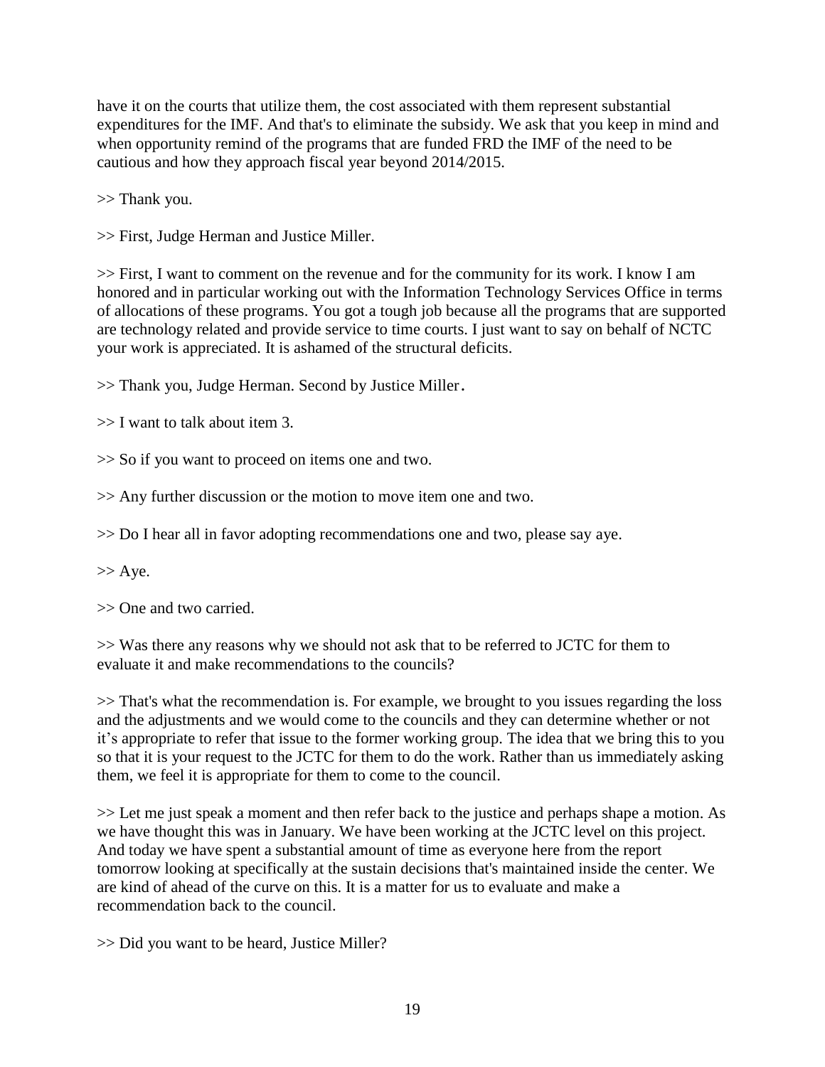have it on the courts that utilize them, the cost associated with them represent substantial expenditures for the IMF. And that's to eliminate the subsidy. We ask that you keep in mind and when opportunity remind of the programs that are funded FRD the IMF of the need to be cautious and how they approach fiscal year beyond 2014/2015.

>> Thank you.

>> First, Judge Herman and Justice Miller.

>> First, I want to comment on the revenue and for the community for its work. I know I am honored and in particular working out with the Information Technology Services Office in terms of allocations of these programs. You got a tough job because all the programs that are supported are technology related and provide service to time courts. I just want to say on behalf of NCTC your work is appreciated. It is ashamed of the structural deficits.

>> Thank you, Judge Herman. Second by Justice Miller.

>> I want to talk about item 3.

>> So if you want to proceed on items one and two.

>> Any further discussion or the motion to move item one and two.

>> Do I hear all in favor adopting recommendations one and two, please say aye.

>> Aye.

>> One and two carried.

>> Was there any reasons why we should not ask that to be referred to JCTC for them to evaluate it and make recommendations to the councils?

>> That's what the recommendation is. For example, we brought to you issues regarding the loss and the adjustments and we would come to the councils and they can determine whether or not it's appropriate to refer that issue to the former working group. The idea that we bring this to you so that it is your request to the JCTC for them to do the work. Rather than us immediately asking them, we feel it is appropriate for them to come to the council.

>> Let me just speak a moment and then refer back to the justice and perhaps shape a motion. As we have thought this was in January. We have been working at the JCTC level on this project. And today we have spent a substantial amount of time as everyone here from the report tomorrow looking at specifically at the sustain decisions that's maintained inside the center. We are kind of ahead of the curve on this. It is a matter for us to evaluate and make a recommendation back to the council.

>> Did you want to be heard, Justice Miller?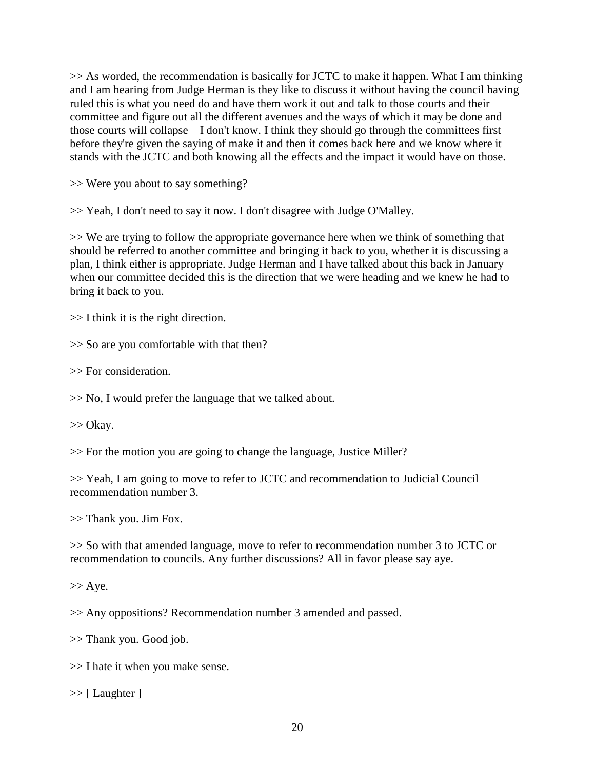>> As worded, the recommendation is basically for JCTC to make it happen. What I am thinking and I am hearing from Judge Herman is they like to discuss it without having the council having ruled this is what you need do and have them work it out and talk to those courts and their committee and figure out all the different avenues and the ways of which it may be done and those courts will collapse—I don't know. I think they should go through the committees first before they're given the saying of make it and then it comes back here and we know where it stands with the JCTC and both knowing all the effects and the impact it would have on those.

>> Were you about to say something?

>> Yeah, I don't need to say it now. I don't disagree with Judge O'Malley.

>> We are trying to follow the appropriate governance here when we think of something that should be referred to another committee and bringing it back to you, whether it is discussing a plan, I think either is appropriate. Judge Herman and I have talked about this back in January when our committee decided this is the direction that we were heading and we knew he had to bring it back to you.

>> I think it is the right direction.

>> So are you comfortable with that then?

>> For consideration.

>> No, I would prefer the language that we talked about.

>> Okay.

>> For the motion you are going to change the language, Justice Miller?

>> Yeah, I am going to move to refer to JCTC and recommendation to Judicial Council recommendation number 3.

>> Thank you. Jim Fox.

>> So with that amended language, move to refer to recommendation number 3 to JCTC or recommendation to councils. Any further discussions? All in favor please say aye.

>> Aye.

>> Any oppositions? Recommendation number 3 amended and passed.

>> Thank you. Good job.

>> I hate it when you make sense.

>> [ Laughter ]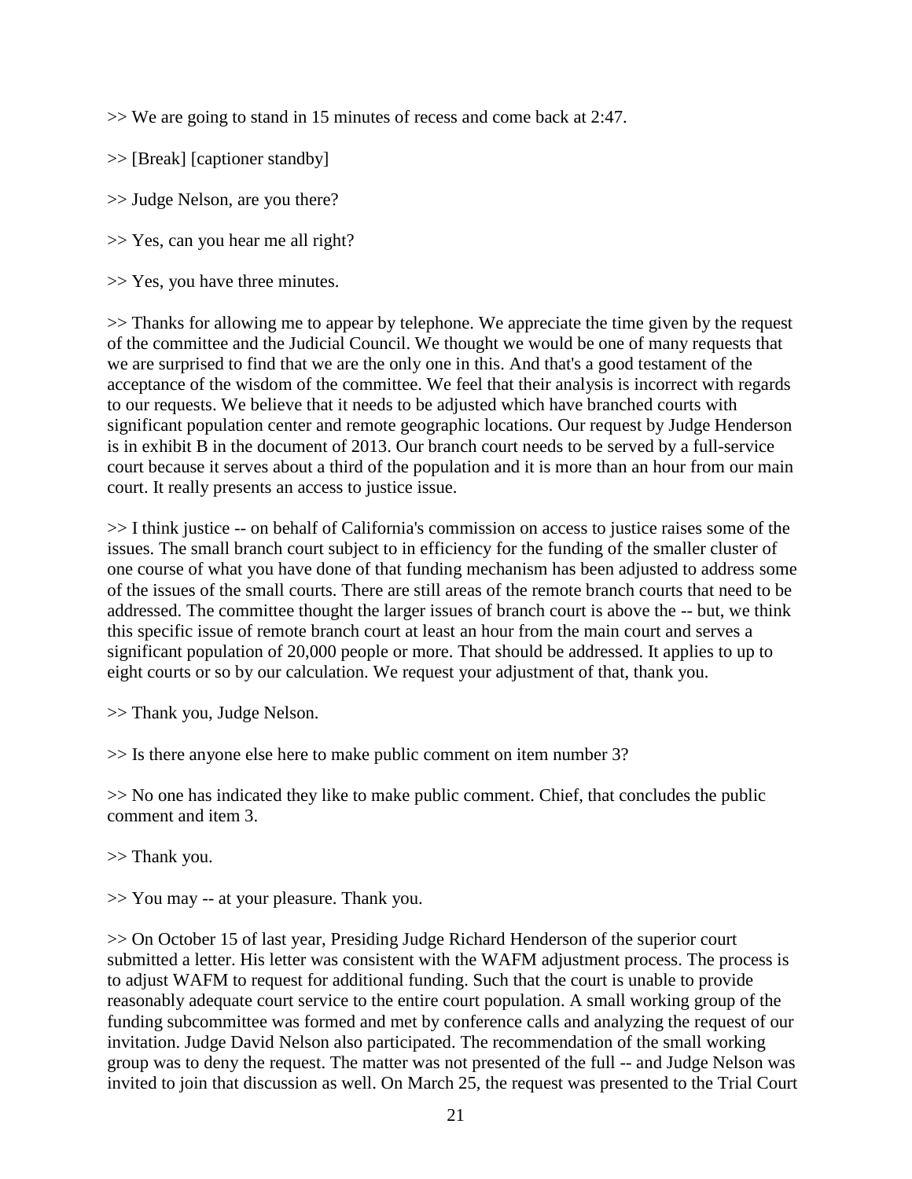>> We are going to stand in 15 minutes of recess and come back at 2:47.

>> [Break] [captioner standby]

>> Judge Nelson, are you there?

>> Yes, can you hear me all right?

>> Yes, you have three minutes.

>> Thanks for allowing me to appear by telephone. We appreciate the time given by the request of the committee and the Judicial Council. We thought we would be one of many requests that we are surprised to find that we are the only one in this. And that's a good testament of the acceptance of the wisdom of the committee. We feel that their analysis is incorrect with regards to our requests. We believe that it needs to be adjusted which have branched courts with significant population center and remote geographic locations. Our request by Judge Henderson is in exhibit B in the document of 2013. Our branch court needs to be served by a full-service court because it serves about a third of the population and it is more than an hour from our main court. It really presents an access to justice issue.

>> I think justice -- on behalf of California's commission on access to justice raises some of the issues. The small branch court subject to in efficiency for the funding of the smaller cluster of one course of what you have done of that funding mechanism has been adjusted to address some of the issues of the small courts. There are still areas of the remote branch courts that need to be addressed. The committee thought the larger issues of branch court is above the -- but, we think this specific issue of remote branch court at least an hour from the main court and serves a significant population of 20,000 people or more. That should be addressed. It applies to up to eight courts or so by our calculation. We request your adjustment of that, thank you.

>> Thank you, Judge Nelson.

>> Is there anyone else here to make public comment on item number 3?

>> No one has indicated they like to make public comment. Chief, that concludes the public comment and item 3.

>> Thank you.

>> You may -- at your pleasure. Thank you.

>> On October 15 of last year, Presiding Judge Richard Henderson of the superior court submitted a letter. His letter was consistent with the WAFM adjustment process. The process is to adjust WAFM to request for additional funding. Such that the court is unable to provide reasonably adequate court service to the entire court population. A small working group of the funding subcommittee was formed and met by conference calls and analyzing the request of our invitation. Judge David Nelson also participated. The recommendation of the small working group was to deny the request. The matter was not presented of the full -- and Judge Nelson was invited to join that discussion as well. On March 25, the request was presented to the Trial Court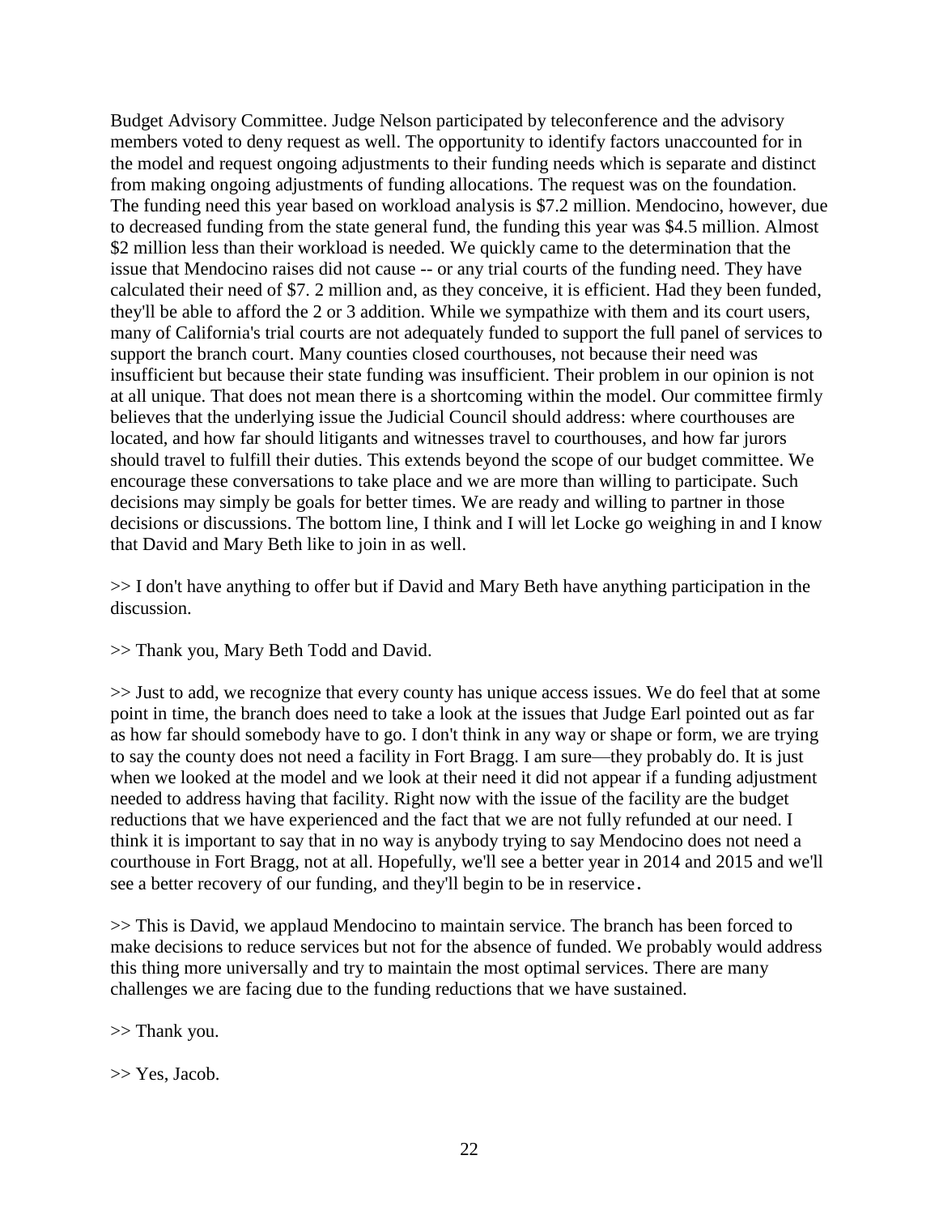Budget Advisory Committee. Judge Nelson participated by teleconference and the advisory members voted to deny request as well. The opportunity to identify factors unaccounted for in the model and request ongoing adjustments to their funding needs which is separate and distinct from making ongoing adjustments of funding allocations. The request was on the foundation. The funding need this year based on workload analysis is $7.2 million. Mendocino, however, due to decreased funding from the state general fund, the funding this year was $4.5 million. Almost $2 million less than their workload is needed. We quickly came to the determination that the issue that Mendocino raises did not cause -- or any trial courts of the funding need. They have calculated their need of $7. 2 million and, as they conceive, it is efficient. Had they been funded, they'll be able to afford the 2 or 3 addition. While we sympathize with them and its court users, many of California's trial courts are not adequately funded to support the full panel of services to support the branch court. Many counties closed courthouses, not because their need was insufficient but because their state funding was insufficient. Their problem in our opinion is not at all unique. That does not mean there is a shortcoming within the model. Our committee firmly believes that the underlying issue the Judicial Council should address: where courthouses are located, and how far should litigants and witnesses travel to courthouses, and how far jurors should travel to fulfill their duties. This extends beyond the scope of our budget committee. We encourage these conversations to take place and we are more than willing to participate. Such decisions may simply be goals for better times. We are ready and willing to partner in those decisions or discussions. The bottom line, I think and I will let Locke go weighing in and I know that David and Mary Beth like to join in as well.

>> I don't have anything to offer but if David and Mary Beth have anything participation in the discussion.

>> Thank you, Mary Beth Todd and David.

>> Just to add, we recognize that every county has unique access issues. We do feel that at some point in time, the branch does need to take a look at the issues that Judge Earl pointed out as far as how far should somebody have to go. I don't think in any way or shape or form, we are trying to say the county does not need a facility in Fort Bragg. I am sure—they probably do. It is just when we looked at the model and we look at their need it did not appear if a funding adjustment needed to address having that facility. Right now with the issue of the facility are the budget reductions that we have experienced and the fact that we are not fully refunded at our need. I think it is important to say that in no way is anybody trying to say Mendocino does not need a courthouse in Fort Bragg, not at all. Hopefully, we'll see a better year in 2014 and 2015 and we'll see a better recovery of our funding, and they'll begin to be in reservice.

>> This is David, we applaud Mendocino to maintain service. The branch has been forced to make decisions to reduce services but not for the absence of funded. We probably would address this thing more universally and try to maintain the most optimal services. There are many challenges we are facing due to the funding reductions that we have sustained.

>> Thank you.

>> Yes, Jacob.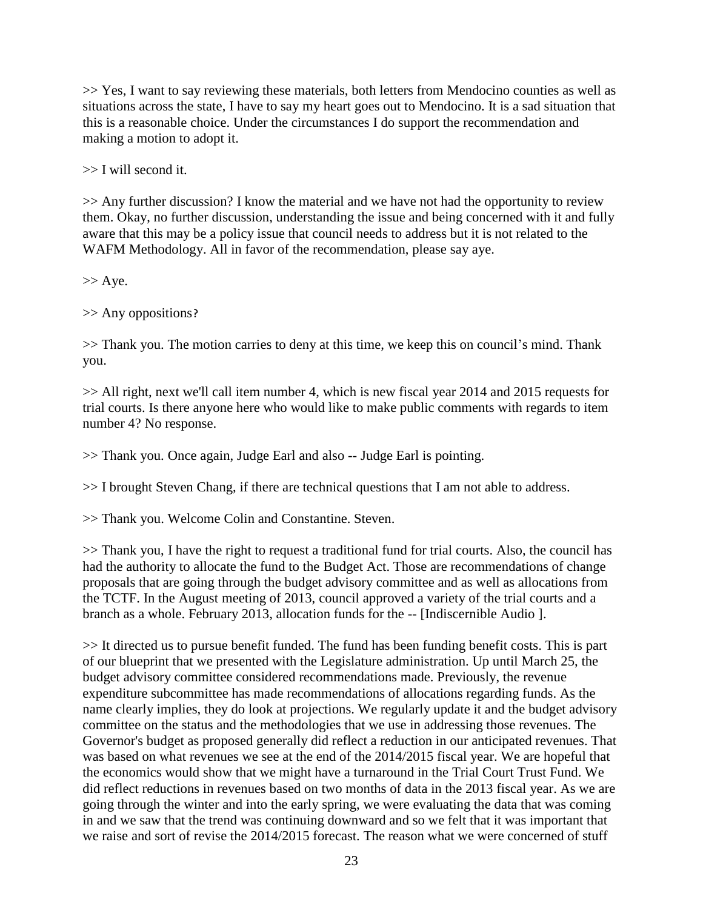>> Yes, I want to say reviewing these materials, both letters from Mendocino counties as well as situations across the state, I have to say my heart goes out to Mendocino. It is a sad situation that this is a reasonable choice. Under the circumstances I do support the recommendation and making a motion to adopt it.

>> I will second it.

>> Any further discussion? I know the material and we have not had the opportunity to review them. Okay, no further discussion, understanding the issue and being concerned with it and fully aware that this may be a policy issue that council needs to address but it is not related to the WAFM Methodology. All in favor of the recommendation, please say aye.

>> Aye.

>> Any oppositions?

>> Thank you. The motion carries to deny at this time, we keep this on council's mind. Thank you.

>> All right, next we'll call item number 4, which is new fiscal year 2014 and 2015 requests for trial courts. Is there anyone here who would like to make public comments with regards to item number 4? No response.

>> Thank you. Once again, Judge Earl and also -- Judge Earl is pointing.

>> I brought Steven Chang, if there are technical questions that I am not able to address.

>> Thank you. Welcome Colin and Constantine. Steven.

>> Thank you, I have the right to request a traditional fund for trial courts. Also, the council has had the authority to allocate the fund to the Budget Act. Those are recommendations of change proposals that are going through the budget advisory committee and as well as allocations from the TCTF. In the August meeting of 2013, council approved a variety of the trial courts and a branch as a whole. February 2013, allocation funds for the -- [Indiscernible Audio ].

>> It directed us to pursue benefit funded. The fund has been funding benefit costs. This is part of our blueprint that we presented with the Legislature administration. Up until March 25, the budget advisory committee considered recommendations made. Previously, the revenue expenditure subcommittee has made recommendations of allocations regarding funds. As the name clearly implies, they do look at projections. We regularly update it and the budget advisory committee on the status and the methodologies that we use in addressing those revenues. The Governor's budget as proposed generally did reflect a reduction in our anticipated revenues. That was based on what revenues we see at the end of the 2014/2015 fiscal year. We are hopeful that the economics would show that we might have a turnaround in the Trial Court Trust Fund. We did reflect reductions in revenues based on two months of data in the 2013 fiscal year. As we are going through the winter and into the early spring, we were evaluating the data that was coming in and we saw that the trend was continuing downward and so we felt that it was important that we raise and sort of revise the 2014/2015 forecast. The reason what we were concerned of stuff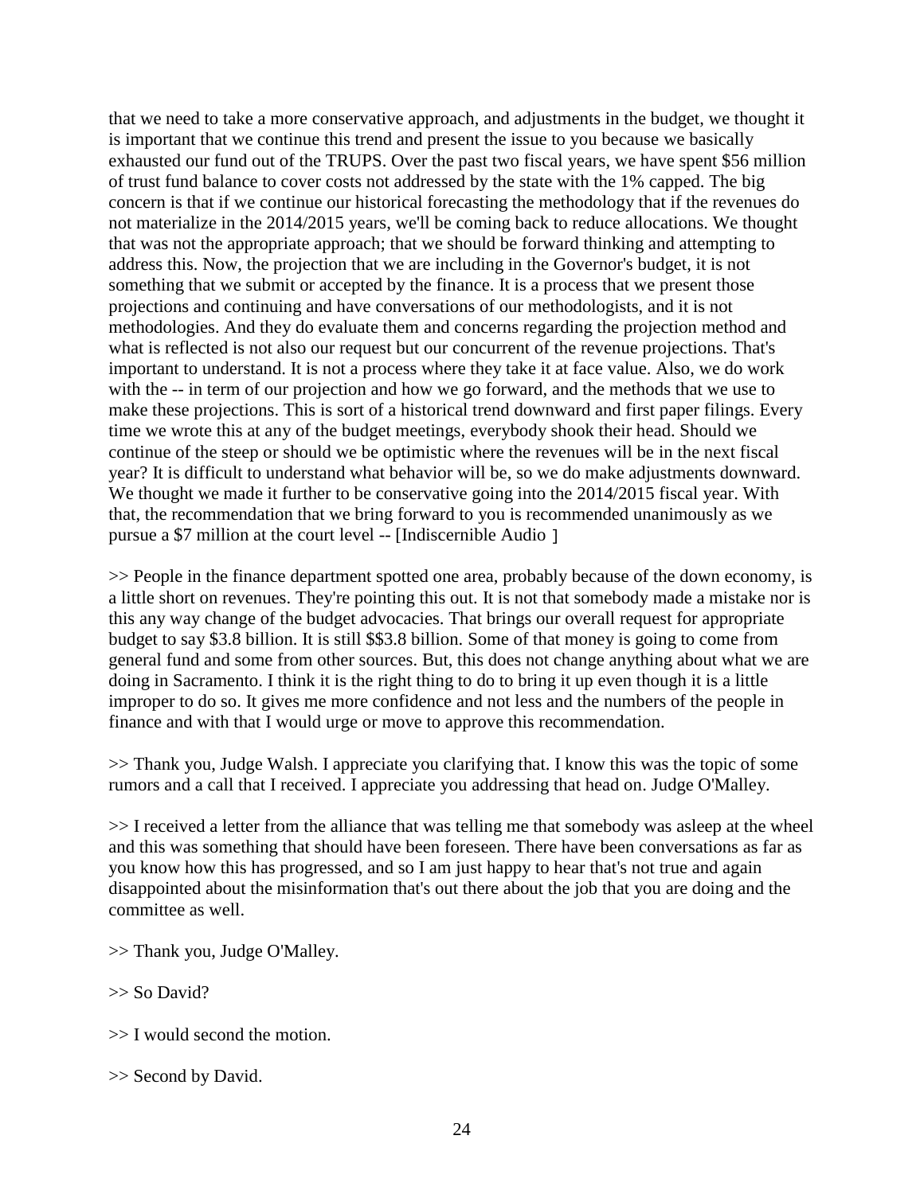that we need to take a more conservative approach, and adjustments in the budget, we thought it is important that we continue this trend and present the issue to you because we basically exhausted our fund out of the TRUPS. Over the past two fiscal years, we have spent $56 million of trust fund balance to cover costs not addressed by the state with the 1% capped. The big concern is that if we continue our historical forecasting the methodology that if the revenues do not materialize in the 2014/2015 years, we'll be coming back to reduce allocations. We thought that was not the appropriate approach; that we should be forward thinking and attempting to address this. Now, the projection that we are including in the Governor's budget, it is not something that we submit or accepted by the finance. It is a process that we present those projections and continuing and have conversations of our methodologists, and it is not methodologies. And they do evaluate them and concerns regarding the projection method and what is reflected is not also our request but our concurrent of the revenue projections. That's important to understand. It is not a process where they take it at face value. Also, we do work with the -- in term of our projection and how we go forward, and the methods that we use to make these projections. This is sort of a historical trend downward and first paper filings. Every time we wrote this at any of the budget meetings, everybody shook their head. Should we continue of the steep or should we be optimistic where the revenues will be in the next fiscal year? It is difficult to understand what behavior will be, so we do make adjustments downward. We thought we made it further to be conservative going into the 2014/2015 fiscal year. With that, the recommendation that we bring forward to you is recommended unanimously as we pursue a $7 million at the court level -- [Indiscernible Audio ]

>> People in the finance department spotted one area, probably because of the down economy, is a little short on revenues. They're pointing this out. It is not that somebody made a mistake nor is this any way change of the budget advocacies. That brings our overall request for appropriate budget to say $3.8 billion. It is still $$3.8 billion. Some of that money is going to come from general fund and some from other sources. But, this does not change anything about what we are doing in Sacramento. I think it is the right thing to do to bring it up even though it is a little improper to do so. It gives me more confidence and not less and the numbers of the people in finance and with that I would urge or move to approve this recommendation.

>> Thank you, Judge Walsh. I appreciate you clarifying that. I know this was the topic of some rumors and a call that I received. I appreciate you addressing that head on. Judge O'Malley.

>> I received a letter from the alliance that was telling me that somebody was asleep at the wheel and this was something that should have been foreseen. There have been conversations as far as you know how this has progressed, and so I am just happy to hear that's not true and again disappointed about the misinformation that's out there about the job that you are doing and the committee as well.

>> Thank you, Judge O'Malley.

>> So David?

>> I would second the motion.

>> Second by David.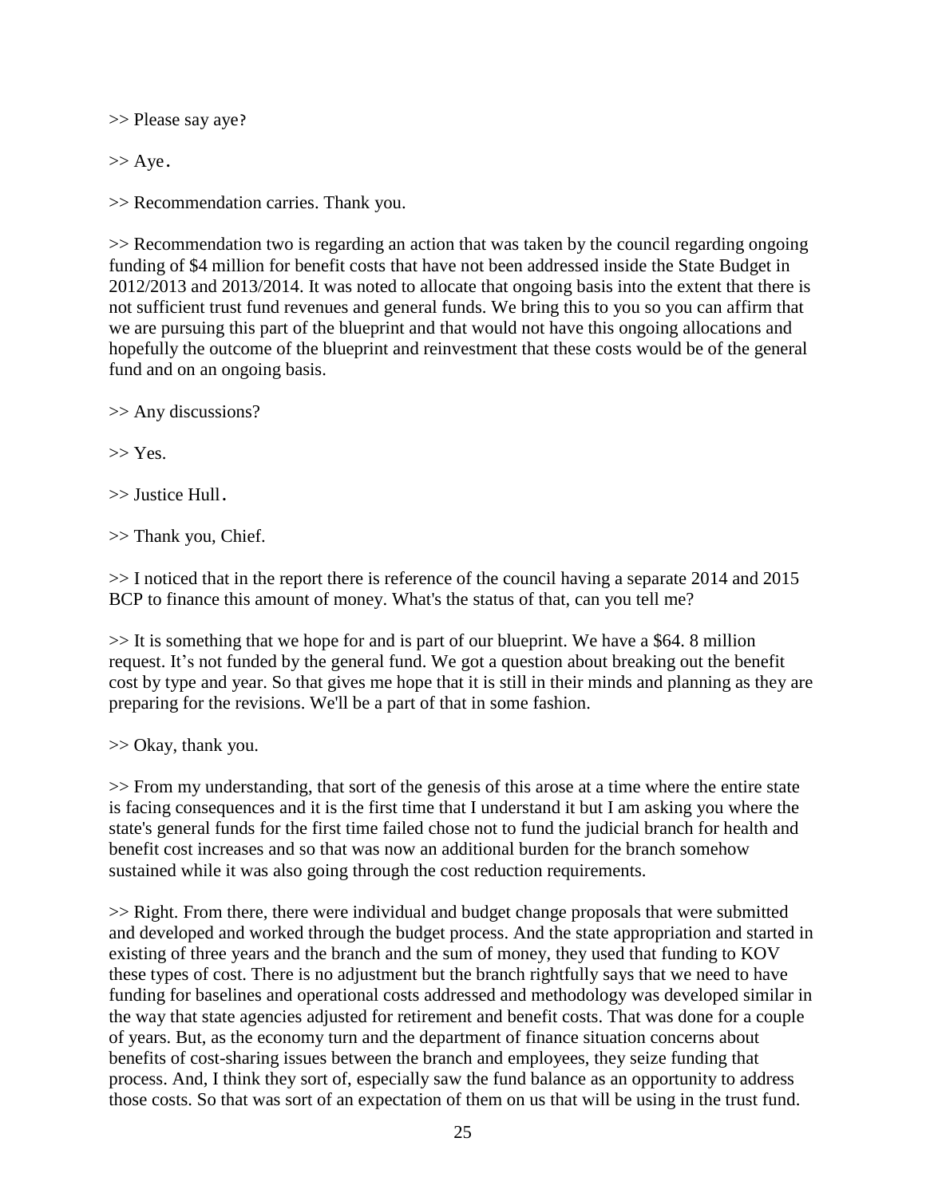>> Please say aye?

>> Aye.

>> Recommendation carries. Thank you.

>> Recommendation two is regarding an action that was taken by the council regarding ongoing funding of $4 million for benefit costs that have not been addressed inside the State Budget in 2012/2013 and 2013/2014. It was noted to allocate that ongoing basis into the extent that there is not sufficient trust fund revenues and general funds. We bring this to you so you can affirm that we are pursuing this part of the blueprint and that would not have this ongoing allocations and hopefully the outcome of the blueprint and reinvestment that these costs would be of the general fund and on an ongoing basis.

>> Any discussions?

>> Yes.

>> Justice Hull.

>> Thank you, Chief.

>> I noticed that in the report there is reference of the council having a separate 2014 and 2015 BCP to finance this amount of money. What's the status of that, can you tell me?

>> It is something that we hope for and is part of our blueprint. We have a $64. 8 million request. It's not funded by the general fund. We got a question about breaking out the benefit cost by type and year. So that gives me hope that it is still in their minds and planning as they are preparing for the revisions. We'll be a part of that in some fashion.

>> Okay, thank you.

>> From my understanding, that sort of the genesis of this arose at a time where the entire state is facing consequences and it is the first time that I understand it but I am asking you where the state's general funds for the first time failed chose not to fund the judicial branch for health and benefit cost increases and so that was now an additional burden for the branch somehow sustained while it was also going through the cost reduction requirements.

>> Right. From there, there were individual and budget change proposals that were submitted and developed and worked through the budget process. And the state appropriation and started in existing of three years and the branch and the sum of money, they used that funding to KOV these types of cost. There is no adjustment but the branch rightfully says that we need to have funding for baselines and operational costs addressed and methodology was developed similar in the way that state agencies adjusted for retirement and benefit costs. That was done for a couple of years. But, as the economy turn and the department of finance situation concerns about benefits of cost-sharing issues between the branch and employees, they seize funding that process. And, I think they sort of, especially saw the fund balance as an opportunity to address those costs. So that was sort of an expectation of them on us that will be using in the trust fund.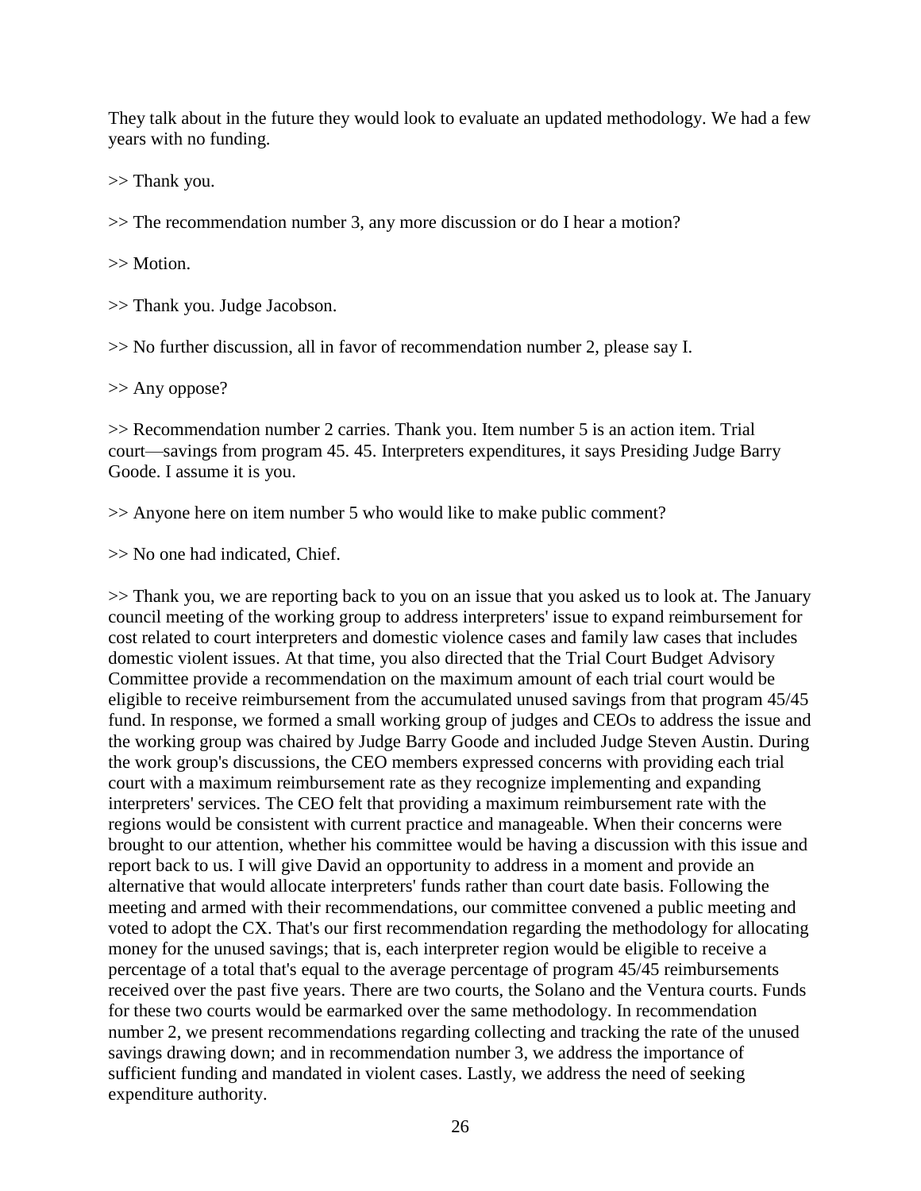They talk about in the future they would look to evaluate an updated methodology. We had a few years with no funding.

>> Thank you.

>> The recommendation number 3, any more discussion or do I hear a motion?

>> Motion.

>> Thank you. Judge Jacobson.

>> No further discussion, all in favor of recommendation number 2, please say I.

>> Any oppose?

>> Recommendation number 2 carries. Thank you. Item number 5 is an action item. Trial court—savings from program 45. 45. Interpreters expenditures, it says Presiding Judge Barry Goode. I assume it is you.

>> Anyone here on item number 5 who would like to make public comment?

>> No one had indicated, Chief.

>> Thank you, we are reporting back to you on an issue that you asked us to look at. The January council meeting of the working group to address interpreters' issue to expand reimbursement for cost related to court interpreters and domestic violence cases and family law cases that includes domestic violent issues. At that time, you also directed that the Trial Court Budget Advisory Committee provide a recommendation on the maximum amount of each trial court would be eligible to receive reimbursement from the accumulated unused savings from that program 45/45 fund. In response, we formed a small working group of judges and CEOs to address the issue and the working group was chaired by Judge Barry Goode and included Judge Steven Austin. During the work group's discussions, the CEO members expressed concerns with providing each trial court with a maximum reimbursement rate as they recognize implementing and expanding interpreters' services. The CEO felt that providing a maximum reimbursement rate with the regions would be consistent with current practice and manageable. When their concerns were brought to our attention, whether his committee would be having a discussion with this issue and report back to us. I will give David an opportunity to address in a moment and provide an alternative that would allocate interpreters' funds rather than court date basis. Following the meeting and armed with their recommendations, our committee convened a public meeting and voted to adopt the CX. That's our first recommendation regarding the methodology for allocating money for the unused savings; that is, each interpreter region would be eligible to receive a percentage of a total that's equal to the average percentage of program 45/45 reimbursements received over the past five years. There are two courts, the Solano and the Ventura courts. Funds for these two courts would be earmarked over the same methodology. In recommendation number 2, we present recommendations regarding collecting and tracking the rate of the unused savings drawing down; and in recommendation number 3, we address the importance of sufficient funding and mandated in violent cases. Lastly, we address the need of seeking expenditure authority.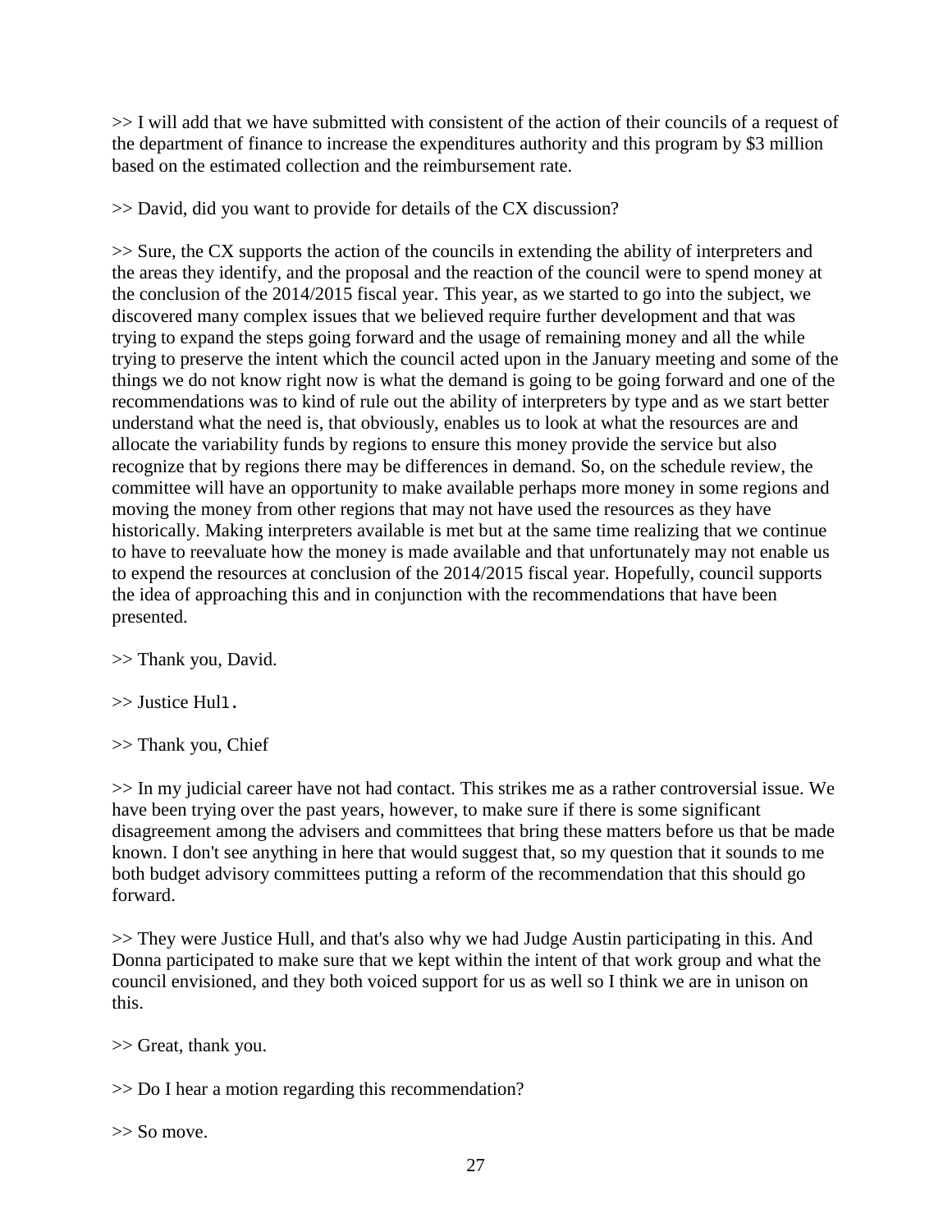>> I will add that we have submitted with consistent of the action of their councils of a request of the department of finance to increase the expenditures authority and this program by $3 million based on the estimated collection and the reimbursement rate.

>> David, did you want to provide for details of the CX discussion?

>> Sure, the CX supports the action of the councils in extending the ability of interpreters and the areas they identify, and the proposal and the reaction of the council were to spend money at the conclusion of the 2014/2015 fiscal year. This year, as we started to go into the subject, we discovered many complex issues that we believed require further development and that was trying to expand the steps going forward and the usage of remaining money and all the while trying to preserve the intent which the council acted upon in the January meeting and some of the things we do not know right now is what the demand is going to be going forward and one of the recommendations was to kind of rule out the ability of interpreters by type and as we start better understand what the need is, that obviously, enables us to look at what the resources are and allocate the variability funds by regions to ensure this money provide the service but also recognize that by regions there may be differences in demand. So, on the schedule review, the committee will have an opportunity to make available perhaps more money in some regions and moving the money from other regions that may not have used the resources as they have historically. Making interpreters available is met but at the same time realizing that we continue to have to reevaluate how the money is made available and that unfortunately may not enable us to expend the resources at conclusion of the 2014/2015 fiscal year. Hopefully, council supports the idea of approaching this and in conjunction with the recommendations that have been presented.

>> Thank you, David.

>> Justice Hull.

>> Thank you, Chief

>> In my judicial career have not had contact. This strikes me as a rather controversial issue. We have been trying over the past years, however, to make sure if there is some significant disagreement among the advisers and committees that bring these matters before us that be made known. I don't see anything in here that would suggest that, so my question that it sounds to me both budget advisory committees putting a reform of the recommendation that this should go forward.

>> They were Justice Hull, and that's also why we had Judge Austin participating in this. And Donna participated to make sure that we kept within the intent of that work group and what the council envisioned, and they both voiced support for us as well so I think we are in unison on this.

>> Great, thank you.

>> Do I hear a motion regarding this recommendation?

>> So move.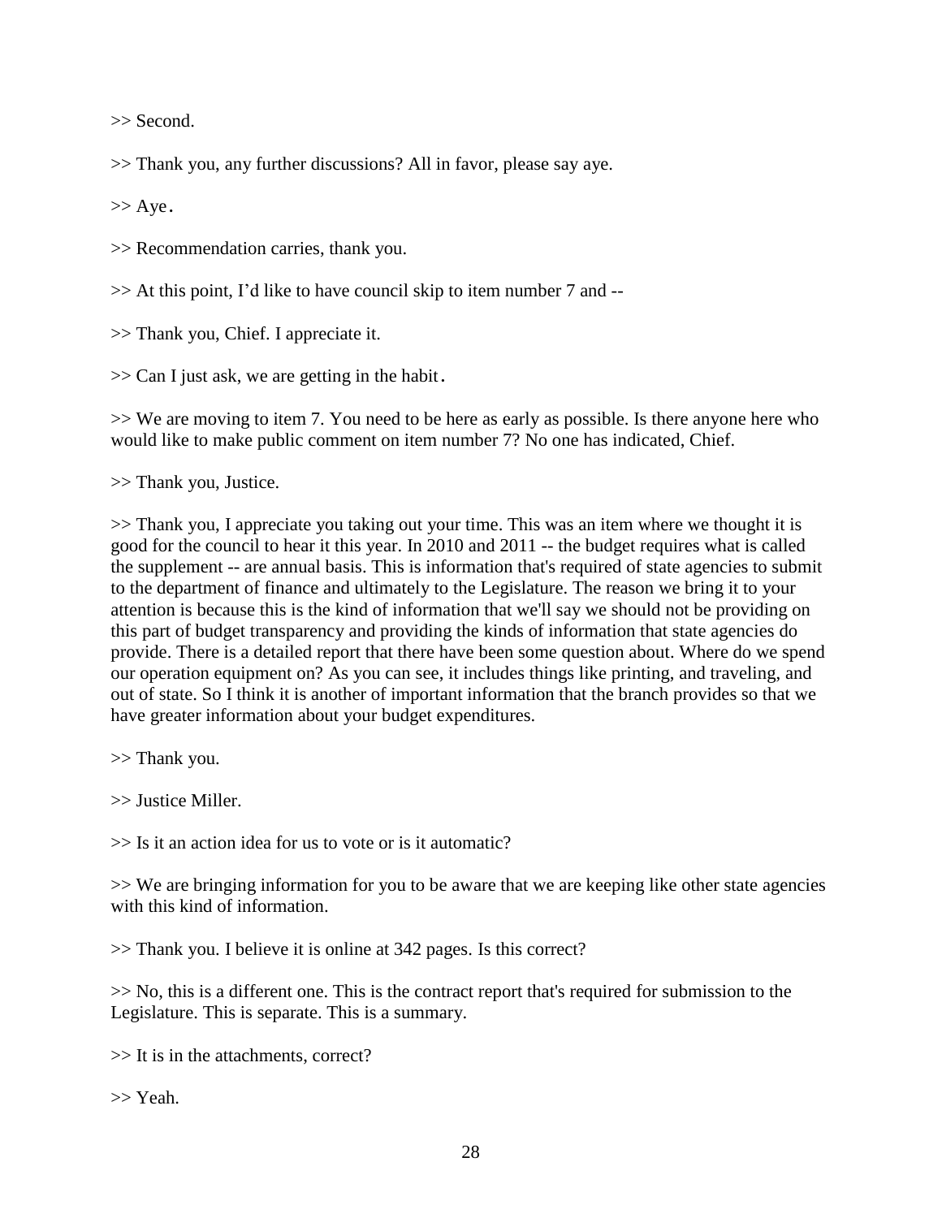>> Second.

>> Thank you, any further discussions? All in favor, please say aye.

>> Aye.

>> Recommendation carries, thank you.

>> At this point, I'd like to have council skip to item number 7 and --

>> Thank you, Chief. I appreciate it.

>> Can I just ask, we are getting in the habit.

>> We are moving to item 7. You need to be here as early as possible. Is there anyone here who would like to make public comment on item number 7? No one has indicated, Chief.

>> Thank you, Justice.

>> Thank you, I appreciate you taking out your time. This was an item where we thought it is good for the council to hear it this year. In 2010 and 2011 -- the budget requires what is called the supplement -- are annual basis. This is information that's required of state agencies to submit to the department of finance and ultimately to the Legislature. The reason we bring it to your attention is because this is the kind of information that we'll say we should not be providing on this part of budget transparency and providing the kinds of information that state agencies do provide. There is a detailed report that there have been some question about. Where do we spend our operation equipment on? As you can see, it includes things like printing, and traveling, and out of state. So I think it is another of important information that the branch provides so that we have greater information about your budget expenditures.

>> Thank you.

>> Justice Miller.

>> Is it an action idea for us to vote or is it automatic?

>> We are bringing information for you to be aware that we are keeping like other state agencies with this kind of information.

>> Thank you. I believe it is online at 342 pages. Is this correct?

>> No, this is a different one. This is the contract report that's required for submission to the Legislature. This is separate. This is a summary.

>> It is in the attachments, correct?

>> Yeah.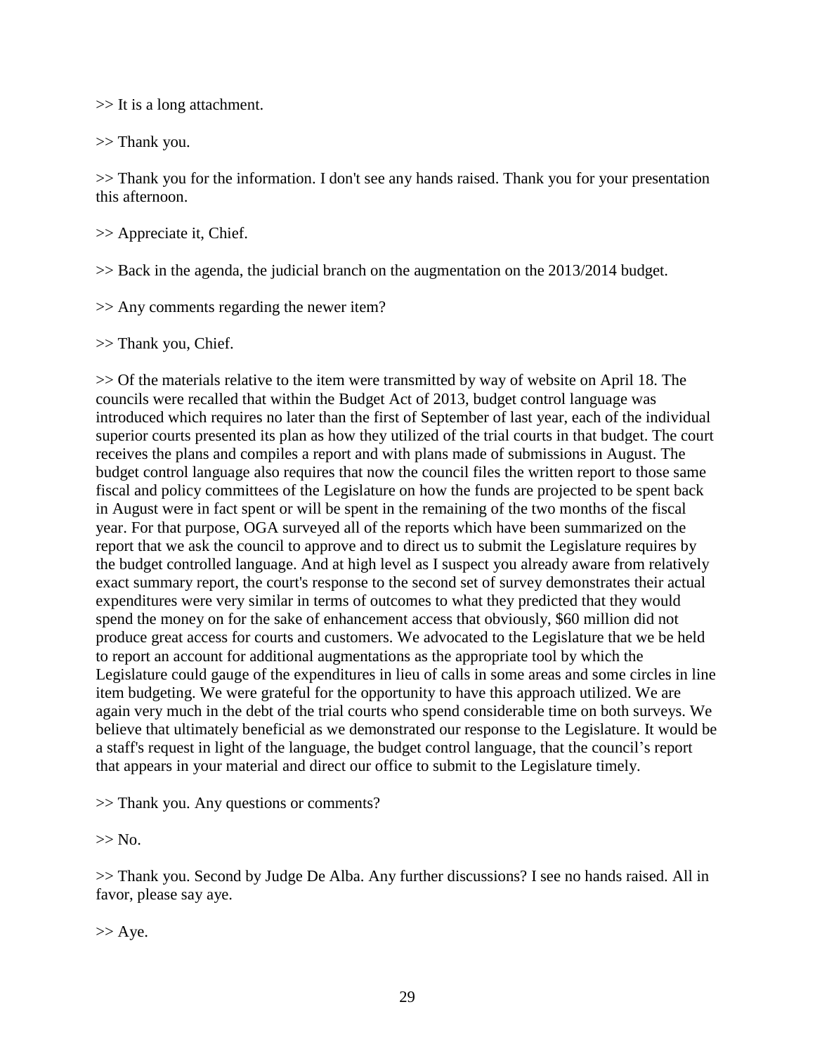>> It is a long attachment.

>> Thank you.

>> Thank you for the information. I don't see any hands raised. Thank you for your presentation this afternoon.

>> Appreciate it, Chief.

>> Back in the agenda, the judicial branch on the augmentation on the 2013/2014 budget.

>> Any comments regarding the newer item?

>> Thank you, Chief.

>> Of the materials relative to the item were transmitted by way of website on April 18. The councils were recalled that within the Budget Act of 2013, budget control language was introduced which requires no later than the first of September of last year, each of the individual superior courts presented its plan as how they utilized of the trial courts in that budget. The court receives the plans and compiles a report and with plans made of submissions in August. The budget control language also requires that now the council files the written report to those same fiscal and policy committees of the Legislature on how the funds are projected to be spent back in August were in fact spent or will be spent in the remaining of the two months of the fiscal year. For that purpose, OGA surveyed all of the reports which have been summarized on the report that we ask the council to approve and to direct us to submit the Legislature requires by the budget controlled language. And at high level as I suspect you already aware from relatively exact summary report, the court's response to the second set of survey demonstrates their actual expenditures were very similar in terms of outcomes to what they predicted that they would spend the money on for the sake of enhancement access that obviously, $60 million did not produce great access for courts and customers. We advocated to the Legislature that we be held to report an account for additional augmentations as the appropriate tool by which the Legislature could gauge of the expenditures in lieu of calls in some areas and some circles in line item budgeting. We were grateful for the opportunity to have this approach utilized. We are again very much in the debt of the trial courts who spend considerable time on both surveys. We believe that ultimately beneficial as we demonstrated our response to the Legislature. It would be a staff's request in light of the language, the budget control language, that the council's report that appears in your material and direct our office to submit to the Legislature timely.

>> Thank you. Any questions or comments?

>> No.

>> Thank you. Second by Judge De Alba. Any further discussions? I see no hands raised. All in favor, please say aye.

>> Aye.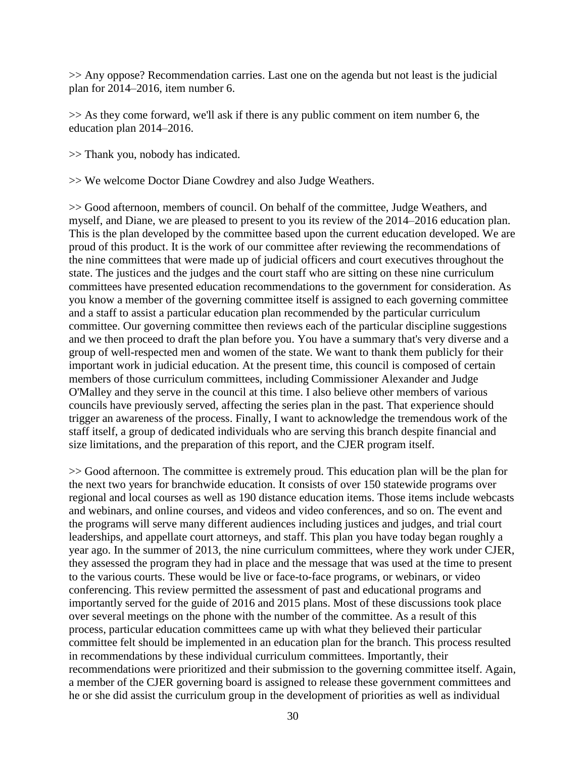>> Any oppose? Recommendation carries. Last one on the agenda but not least is the judicial plan for 2014–2016, item number 6.

>> As they come forward, we'll ask if there is any public comment on item number 6, the education plan 2014–2016.

>> Thank you, nobody has indicated.

>> We welcome Doctor Diane Cowdrey and also Judge Weathers.

>> Good afternoon, members of council. On behalf of the committee, Judge Weathers, and myself, and Diane, we are pleased to present to you its review of the 2014–2016 education plan. This is the plan developed by the committee based upon the current education developed. We are proud of this product. It is the work of our committee after reviewing the recommendations of the nine committees that were made up of judicial officers and court executives throughout the state. The justices and the judges and the court staff who are sitting on these nine curriculum committees have presented education recommendations to the government for consideration. As you know a member of the governing committee itself is assigned to each governing committee and a staff to assist a particular education plan recommended by the particular curriculum committee. Our governing committee then reviews each of the particular discipline suggestions and we then proceed to draft the plan before you. You have a summary that's very diverse and a group of well-respected men and women of the state. We want to thank them publicly for their important work in judicial education. At the present time, this council is composed of certain members of those curriculum committees, including Commissioner Alexander and Judge O'Malley and they serve in the council at this time. I also believe other members of various councils have previously served, affecting the series plan in the past. That experience should trigger an awareness of the process. Finally, I want to acknowledge the tremendous work of the staff itself, a group of dedicated individuals who are serving this branch despite financial and size limitations, and the preparation of this report, and the CJER program itself.

>> Good afternoon. The committee is extremely proud. This education plan will be the plan for the next two years for branchwide education. It consists of over 150 statewide programs over regional and local courses as well as 190 distance education items. Those items include webcasts and webinars, and online courses, and videos and video conferences, and so on. The event and the programs will serve many different audiences including justices and judges, and trial court leaderships, and appellate court attorneys, and staff. This plan you have today began roughly a year ago. In the summer of 2013, the nine curriculum committees, where they work under CJER, they assessed the program they had in place and the message that was used at the time to present to the various courts. These would be live or face-to-face programs, or webinars, or video conferencing. This review permitted the assessment of past and educational programs and importantly served for the guide of 2016 and 2015 plans. Most of these discussions took place over several meetings on the phone with the number of the committee. As a result of this process, particular education committees came up with what they believed their particular committee felt should be implemented in an education plan for the branch. This process resulted in recommendations by these individual curriculum committees. Importantly, their recommendations were prioritized and their submission to the governing committee itself. Again, a member of the CJER governing board is assigned to release these government committees and he or she did assist the curriculum group in the development of priorities as well as individual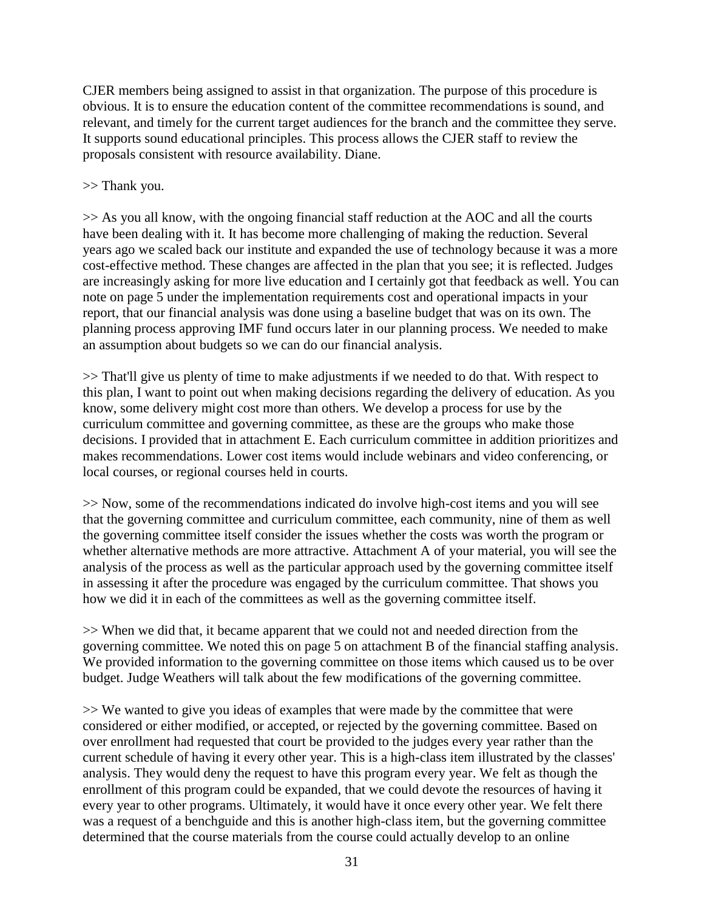CJER members being assigned to assist in that organization. The purpose of this procedure is obvious. It is to ensure the education content of the committee recommendations is sound, and relevant, and timely for the current target audiences for the branch and the committee they serve. It supports sound educational principles. This process allows the CJER staff to review the proposals consistent with resource availability. Diane.

>> Thank you.

>> As you all know, with the ongoing financial staff reduction at the AOC and all the courts have been dealing with it. It has become more challenging of making the reduction. Several years ago we scaled back our institute and expanded the use of technology because it was a more cost-effective method. These changes are affected in the plan that you see; it is reflected. Judges are increasingly asking for more live education and I certainly got that feedback as well. You can note on page 5 under the implementation requirements cost and operational impacts in your report, that our financial analysis was done using a baseline budget that was on its own. The planning process approving IMF fund occurs later in our planning process. We needed to make an assumption about budgets so we can do our financial analysis.

>> That'll give us plenty of time to make adjustments if we needed to do that. With respect to this plan, I want to point out when making decisions regarding the delivery of education. As you know, some delivery might cost more than others. We develop a process for use by the curriculum committee and governing committee, as these are the groups who make those decisions. I provided that in attachment E. Each curriculum committee in addition prioritizes and makes recommendations. Lower cost items would include webinars and video conferencing, or local courses, or regional courses held in courts.

>> Now, some of the recommendations indicated do involve high-cost items and you will see that the governing committee and curriculum committee, each community, nine of them as well the governing committee itself consider the issues whether the costs was worth the program or whether alternative methods are more attractive. Attachment A of your material, you will see the analysis of the process as well as the particular approach used by the governing committee itself in assessing it after the procedure was engaged by the curriculum committee. That shows you how we did it in each of the committees as well as the governing committee itself.

>> When we did that, it became apparent that we could not and needed direction from the governing committee. We noted this on page 5 on attachment B of the financial staffing analysis. We provided information to the governing committee on those items which caused us to be over budget. Judge Weathers will talk about the few modifications of the governing committee.

>> We wanted to give you ideas of examples that were made by the committee that were considered or either modified, or accepted, or rejected by the governing committee. Based on over enrollment had requested that court be provided to the judges every year rather than the current schedule of having it every other year. This is a high-class item illustrated by the classes' analysis. They would deny the request to have this program every year. We felt as though the enrollment of this program could be expanded, that we could devote the resources of having it every year to other programs. Ultimately, it would have it once every other year. We felt there was a request of a benchguide and this is another high-class item, but the governing committee determined that the course materials from the course could actually develop to an online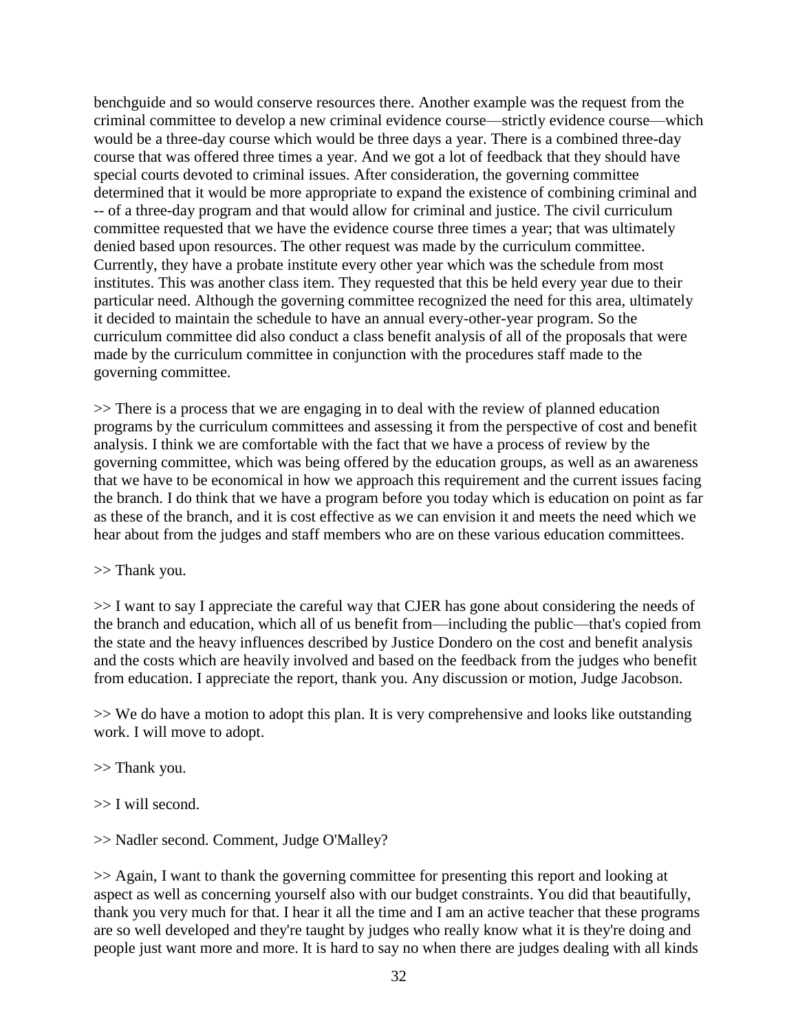benchguide and so would conserve resources there. Another example was the request from the criminal committee to develop a new criminal evidence course—strictly evidence course—which would be a three-day course which would be three days a year. There is a combined three-day course that was offered three times a year. And we got a lot of feedback that they should have special courts devoted to criminal issues. After consideration, the governing committee determined that it would be more appropriate to expand the existence of combining criminal and -- of a three-day program and that would allow for criminal and justice. The civil curriculum committee requested that we have the evidence course three times a year; that was ultimately denied based upon resources. The other request was made by the curriculum committee. Currently, they have a probate institute every other year which was the schedule from most institutes. This was another class item. They requested that this be held every year due to their particular need. Although the governing committee recognized the need for this area, ultimately it decided to maintain the schedule to have an annual every-other-year program. So the curriculum committee did also conduct a class benefit analysis of all of the proposals that were made by the curriculum committee in conjunction with the procedures staff made to the governing committee.

>> There is a process that we are engaging in to deal with the review of planned education programs by the curriculum committees and assessing it from the perspective of cost and benefit analysis. I think we are comfortable with the fact that we have a process of review by the governing committee, which was being offered by the education groups, as well as an awareness that we have to be economical in how we approach this requirement and the current issues facing the branch. I do think that we have a program before you today which is education on point as far as these of the branch, and it is cost effective as we can envision it and meets the need which we hear about from the judges and staff members who are on these various education committees.

>> Thank you.

>> I want to say I appreciate the careful way that CJER has gone about considering the needs of the branch and education, which all of us benefit from—including the public—that's copied from the state and the heavy influences described by Justice Dondero on the cost and benefit analysis and the costs which are heavily involved and based on the feedback from the judges who benefit from education. I appreciate the report, thank you. Any discussion or motion, Judge Jacobson.

>> We do have a motion to adopt this plan. It is very comprehensive and looks like outstanding work. I will move to adopt.

>> Thank you.

>> I will second.

>> Nadler second. Comment, Judge O'Malley?

>> Again, I want to thank the governing committee for presenting this report and looking at aspect as well as concerning yourself also with our budget constraints. You did that beautifully, thank you very much for that. I hear it all the time and I am an active teacher that these programs are so well developed and they're taught by judges who really know what it is they're doing and people just want more and more. It is hard to say no when there are judges dealing with all kinds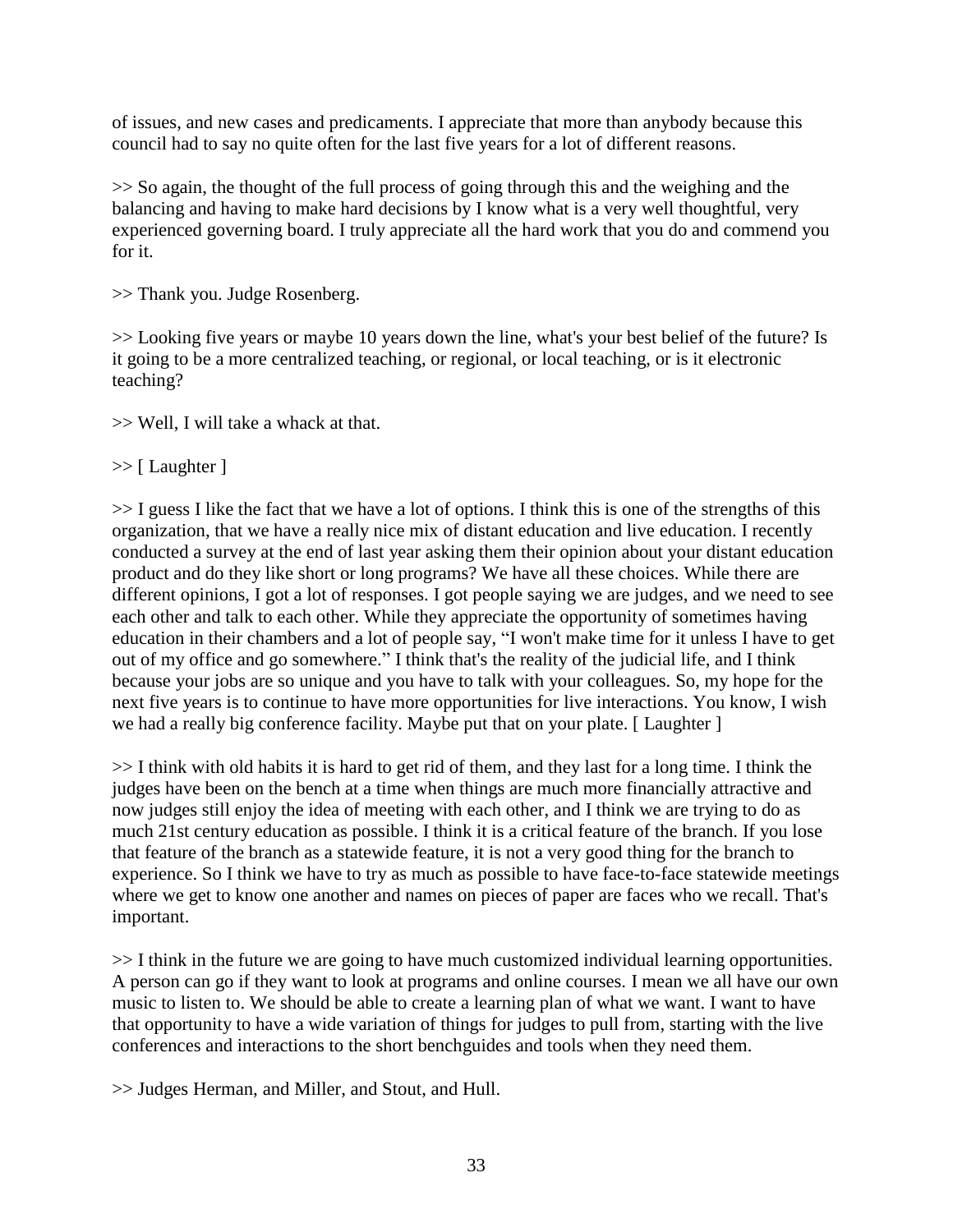of issues, and new cases and predicaments. I appreciate that more than anybody because this council had to say no quite often for the last five years for a lot of different reasons.

>> So again, the thought of the full process of going through this and the weighing and the balancing and having to make hard decisions by I know what is a very well thoughtful, very experienced governing board. I truly appreciate all the hard work that you do and commend you for it.

>> Thank you. Judge Rosenberg.

>> Looking five years or maybe 10 years down the line, what's your best belief of the future? Is it going to be a more centralized teaching, or regional, or local teaching, or is it electronic teaching?

>> Well, I will take a whack at that.

>> [ Laughter ]

>> I guess I like the fact that we have a lot of options. I think this is one of the strengths of this organization, that we have a really nice mix of distant education and live education. I recently conducted a survey at the end of last year asking them their opinion about your distant education product and do they like short or long programs? We have all these choices. While there are different opinions, I got a lot of responses. I got people saying we are judges, and we need to see each other and talk to each other. While they appreciate the opportunity of sometimes having education in their chambers and a lot of people say, "I won't make time for it unless I have to get out of my office and go somewhere." I think that's the reality of the judicial life, and I think because your jobs are so unique and you have to talk with your colleagues. So, my hope for the next five years is to continue to have more opportunities for live interactions. You know, I wish we had a really big conference facility. Maybe put that on your plate. [ Laughter ]

>> I think with old habits it is hard to get rid of them, and they last for a long time. I think the judges have been on the bench at a time when things are much more financially attractive and now judges still enjoy the idea of meeting with each other, and I think we are trying to do as much 21st century education as possible. I think it is a critical feature of the branch. If you lose that feature of the branch as a statewide feature, it is not a very good thing for the branch to experience. So I think we have to try as much as possible to have face-to-face statewide meetings where we get to know one another and names on pieces of paper are faces who we recall. That's important.

>> I think in the future we are going to have much customized individual learning opportunities. A person can go if they want to look at programs and online courses. I mean we all have our own music to listen to. We should be able to create a learning plan of what we want. I want to have that opportunity to have a wide variation of things for judges to pull from, starting with the live conferences and interactions to the short benchguides and tools when they need them.

>> Judges Herman, and Miller, and Stout, and Hull.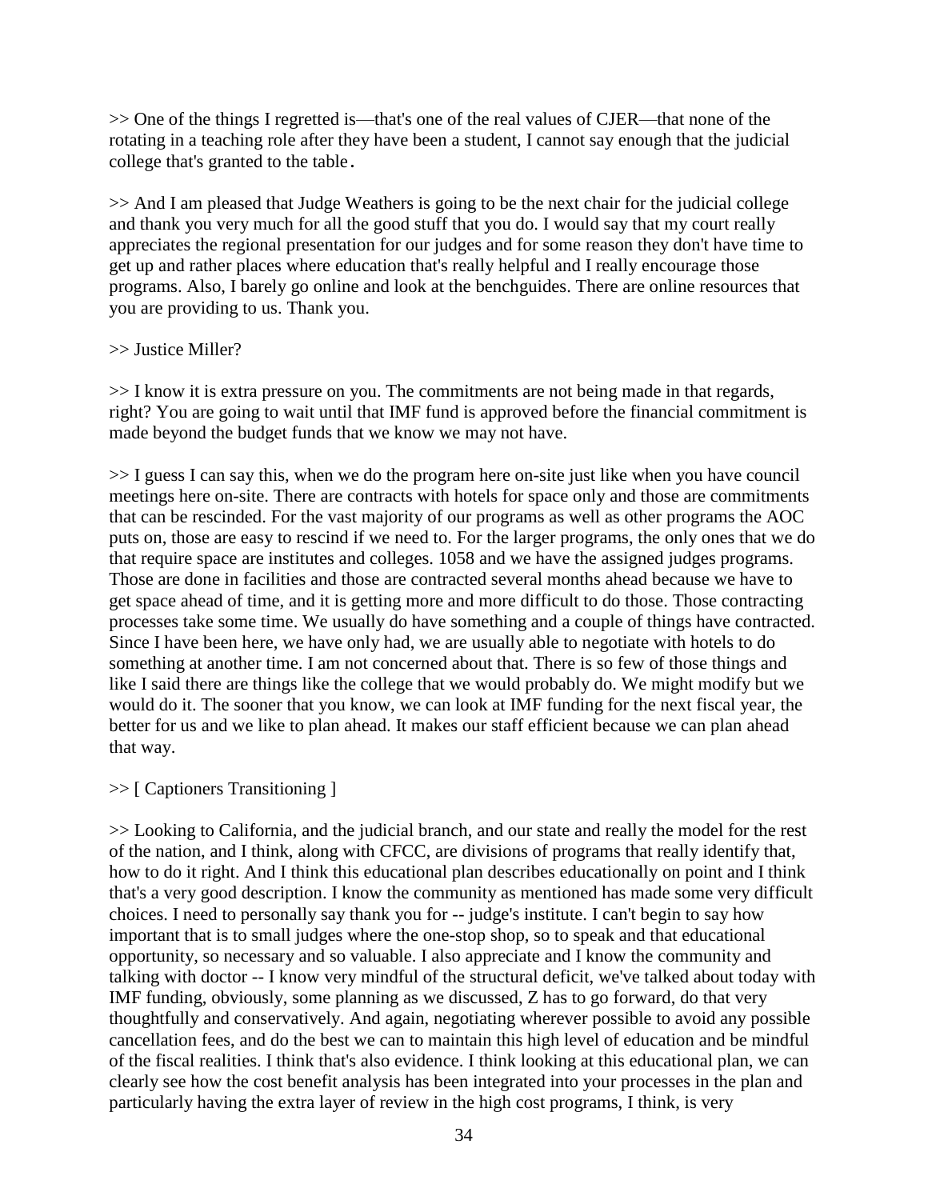>> One of the things I regretted is—that's one of the real values of CJER—that none of the rotating in a teaching role after they have been a student, I cannot say enough that the judicial college that's granted to the table.

>> And I am pleased that Judge Weathers is going to be the next chair for the judicial college and thank you very much for all the good stuff that you do. I would say that my court really appreciates the regional presentation for our judges and for some reason they don't have time to get up and rather places where education that's really helpful and I really encourage those programs. Also, I barely go online and look at the benchguides. There are online resources that you are providing to us. Thank you.

>> Justice Miller?

>> I know it is extra pressure on you. The commitments are not being made in that regards, right? You are going to wait until that IMF fund is approved before the financial commitment is made beyond the budget funds that we know we may not have.

>> I guess I can say this, when we do the program here on-site just like when you have council meetings here on-site. There are contracts with hotels for space only and those are commitments that can be rescinded. For the vast majority of our programs as well as other programs the AOC puts on, those are easy to rescind if we need to. For the larger programs, the only ones that we do that require space are institutes and colleges. 1058 and we have the assigned judges programs. Those are done in facilities and those are contracted several months ahead because we have to get space ahead of time, and it is getting more and more difficult to do those. Those contracting processes take some time. We usually do have something and a couple of things have contracted. Since I have been here, we have only had, we are usually able to negotiate with hotels to do something at another time. I am not concerned about that. There is so few of those things and like I said there are things like the college that we would probably do. We might modify but we would do it. The sooner that you know, we can look at IMF funding for the next fiscal year, the better for us and we like to plan ahead. It makes our staff efficient because we can plan ahead that way.

>> [ Captioners Transitioning ]

>> Looking to California, and the judicial branch, and our state and really the model for the rest of the nation, and I think, along with CFCC, are divisions of programs that really identify that, how to do it right. And I think this educational plan describes educationally on point and I think that's a very good description. I know the community as mentioned has made some very difficult choices. I need to personally say thank you for -- judge's institute. I can't begin to say how important that is to small judges where the one-stop shop, so to speak and that educational opportunity, so necessary and so valuable. I also appreciate and I know the community and talking with doctor -- I know very mindful of the structural deficit, we've talked about today with IMF funding, obviously, some planning as we discussed, Z has to go forward, do that very thoughtfully and conservatively. And again, negotiating wherever possible to avoid any possible cancellation fees, and do the best we can to maintain this high level of education and be mindful of the fiscal realities. I think that's also evidence. I think looking at this educational plan, we can clearly see how the cost benefit analysis has been integrated into your processes in the plan and particularly having the extra layer of review in the high cost programs, I think, is very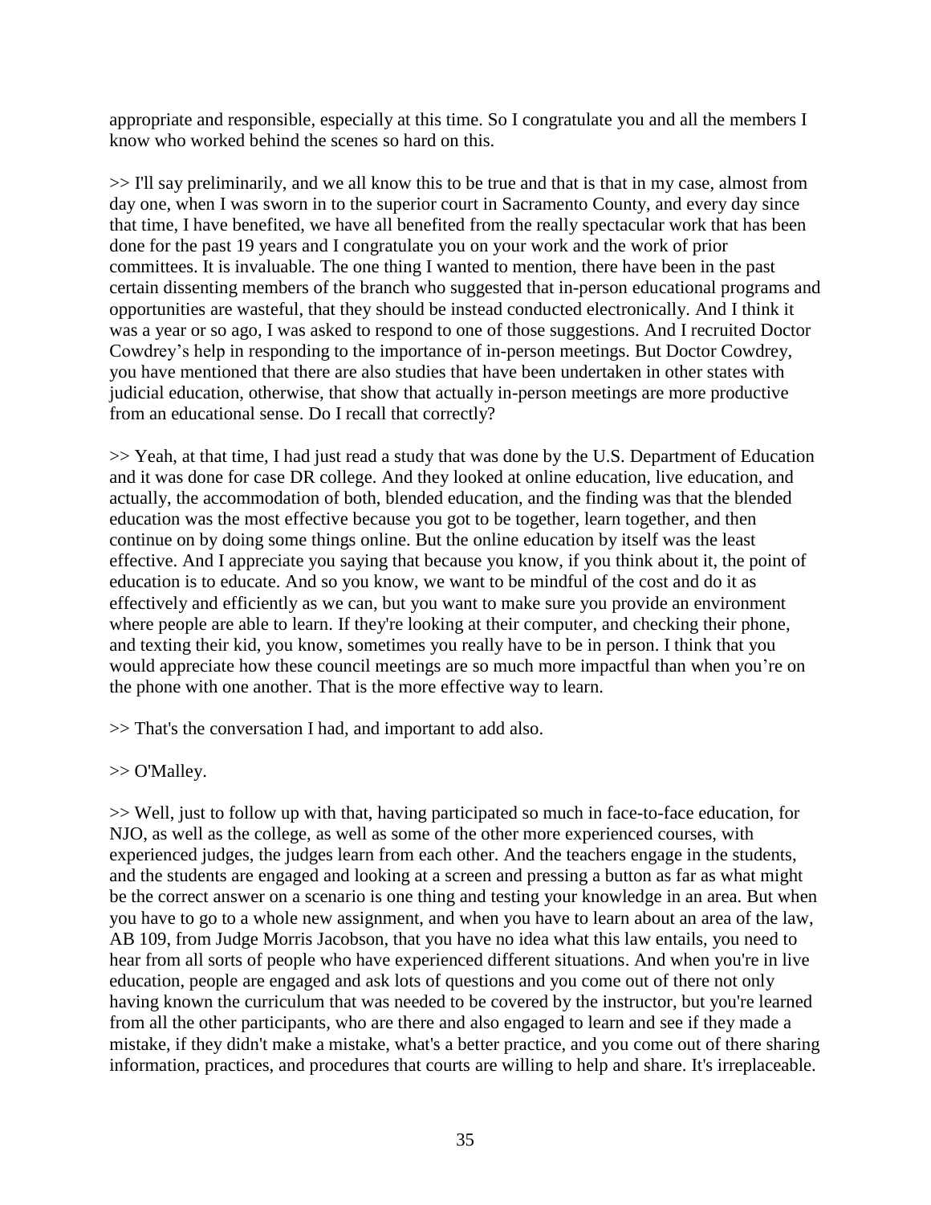appropriate and responsible, especially at this time. So I congratulate you and all the members I know who worked behind the scenes so hard on this.

>> I'll say preliminarily, and we all know this to be true and that is that in my case, almost from day one, when I was sworn in to the superior court in Sacramento County, and every day since that time, I have benefited, we have all benefited from the really spectacular work that has been done for the past 19 years and I congratulate you on your work and the work of prior committees. It is invaluable. The one thing I wanted to mention, there have been in the past certain dissenting members of the branch who suggested that in-person educational programs and opportunities are wasteful, that they should be instead conducted electronically. And I think it was a year or so ago, I was asked to respond to one of those suggestions. And I recruited Doctor Cowdrey's help in responding to the importance of in-person meetings. But Doctor Cowdrey, you have mentioned that there are also studies that have been undertaken in other states with judicial education, otherwise, that show that actually in-person meetings are more productive from an educational sense. Do I recall that correctly?

>> Yeah, at that time, I had just read a study that was done by the U.S. Department of Education and it was done for case DR college. And they looked at online education, live education, and actually, the accommodation of both, blended education, and the finding was that the blended education was the most effective because you got to be together, learn together, and then continue on by doing some things online. But the online education by itself was the least effective. And I appreciate you saying that because you know, if you think about it, the point of education is to educate. And so you know, we want to be mindful of the cost and do it as effectively and efficiently as we can, but you want to make sure you provide an environment where people are able to learn. If they're looking at their computer, and checking their phone, and texting their kid, you know, sometimes you really have to be in person. I think that you would appreciate how these council meetings are so much more impactful than when you're on the phone with one another. That is the more effective way to learn.

>> That's the conversation I had, and important to add also.

>> O'Malley.

>> Well, just to follow up with that, having participated so much in face-to-face education, for NJO, as well as the college, as well as some of the other more experienced courses, with experienced judges, the judges learn from each other. And the teachers engage in the students, and the students are engaged and looking at a screen and pressing a button as far as what might be the correct answer on a scenario is one thing and testing your knowledge in an area. But when you have to go to a whole new assignment, and when you have to learn about an area of the law, AB 109, from Judge Morris Jacobson, that you have no idea what this law entails, you need to hear from all sorts of people who have experienced different situations. And when you're in live education, people are engaged and ask lots of questions and you come out of there not only having known the curriculum that was needed to be covered by the instructor, but you're learned from all the other participants, who are there and also engaged to learn and see if they made a mistake, if they didn't make a mistake, what's a better practice, and you come out of there sharing information, practices, and procedures that courts are willing to help and share. It's irreplaceable.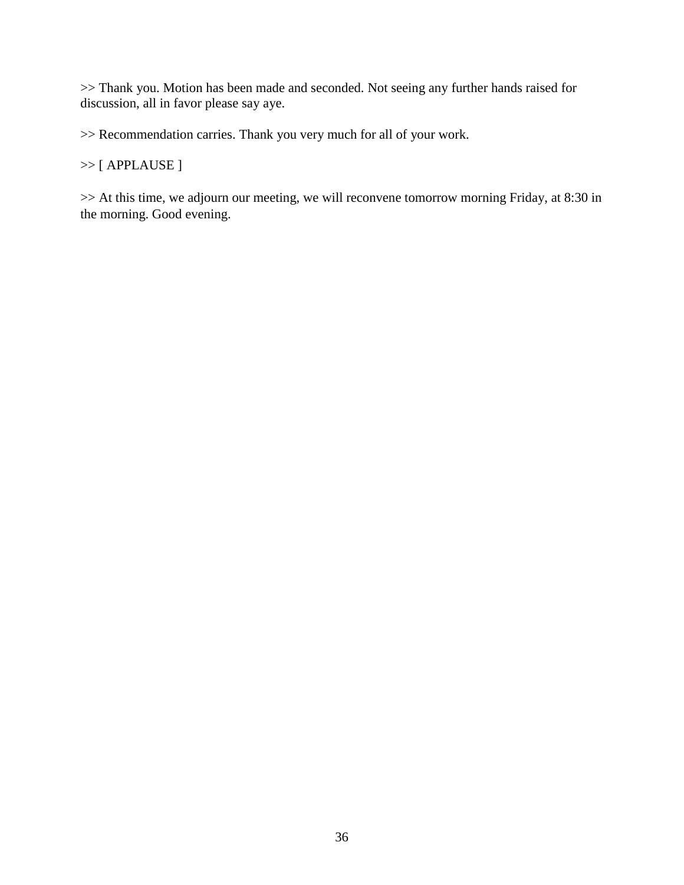>> Thank you. Motion has been made and seconded. Not seeing any further hands raised for discussion, all in favor please say aye.

>> Recommendation carries. Thank you very much for all of your work.

>> [ APPLAUSE ]

>> At this time, we adjourn our meeting, we will reconvene tomorrow morning Friday, at 8:30 in the morning. Good evening.